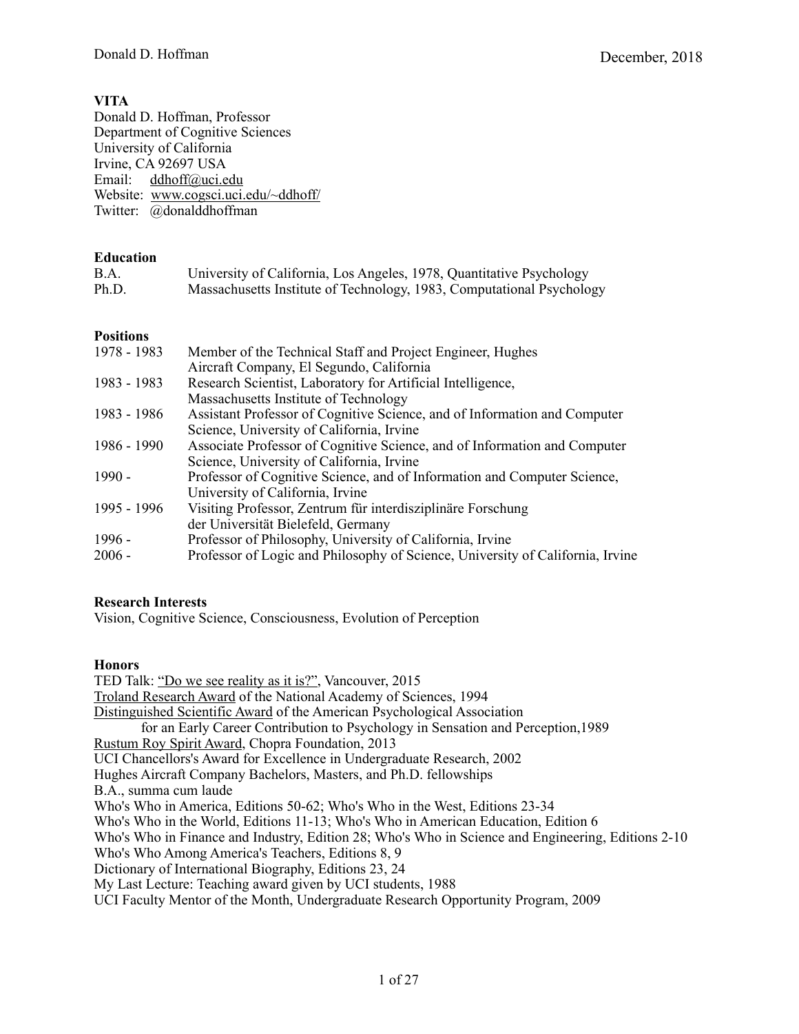**VITA**

Donald D. Hoffman, Professor
Department of Cognitive Sciences
University of California
Irvine, CA 92697 USA
Email: ddhoff@uci.edu
Website: www.cogsci.uci.edu/~ddhoff/
Twitter: @donalddhoffman

## Education

| | |
|---|---|
| B.A. | University of California, Los Angeles, 1978, Quantitative Psychology |
| Ph.D. | Massachusetts Institute of Technology, 1983, Computational Psychology |

## Positions

| | |
|---|---|
| 1978 - 1983 | Member of the Technical Staff and Project Engineer, Hughes Aircraft Company, El Segundo, California |
| 1983 - 1983 | Research Scientist, Laboratory for Artificial Intelligence, Massachusetts Institute of Technology |
| 1983 - 1986 | Assistant Professor of Cognitive Science, and of Information and Computer Science, University of California, Irvine |
| 1986 - 1990 | Associate Professor of Cognitive Science, and of Information and Computer Science, University of California, Irvine |
| 1990 - | Professor of Cognitive Science, and of Information and Computer Science, University of California, Irvine |
| 1995 - 1996 | Visiting Professor, Zentrum für interdisziplinäre Forschung der Universität Bielefeld, Germany |
| 1996 - | Professor of Philosophy, University of California, Irvine |
| 2006 - | Professor of Logic and Philosophy of Science, University of California, Irvine |

## Research Interests

Vision, Cognitive Science, Consciousness, Evolution of Perception

## Honors

TED Talk: "Do we see reality as it is?", Vancouver, 2015
Troland Research Award of the National Academy of Sciences, 1994
Distinguished Scientific Award of the American Psychological Association
    for an Early Career Contribution to Psychology in Sensation and Perception,1989
Rustum Roy Spirit Award, Chopra Foundation, 2013
UCI Chancellors's Award for Excellence in Undergraduate Research, 2002
Hughes Aircraft Company Bachelors, Masters, and Ph.D. fellowships
B.A., summa cum laude
Who's Who in America, Editions 50-62; Who's Who in the West, Editions 23-34
Who's Who in the World, Editions 11-13; Who's Who in American Education, Edition 6
Who's Who in Finance and Industry, Edition 28; Who's Who in Science and Engineering, Editions 2-10
Who's Who Among America's Teachers, Editions 8, 9
Dictionary of International Biography, Editions 23, 24
My Last Lecture: Teaching award given by UCI students, 1988
UCI Faculty Mentor of the Month, Undergraduate Research Opportunity Program, 2009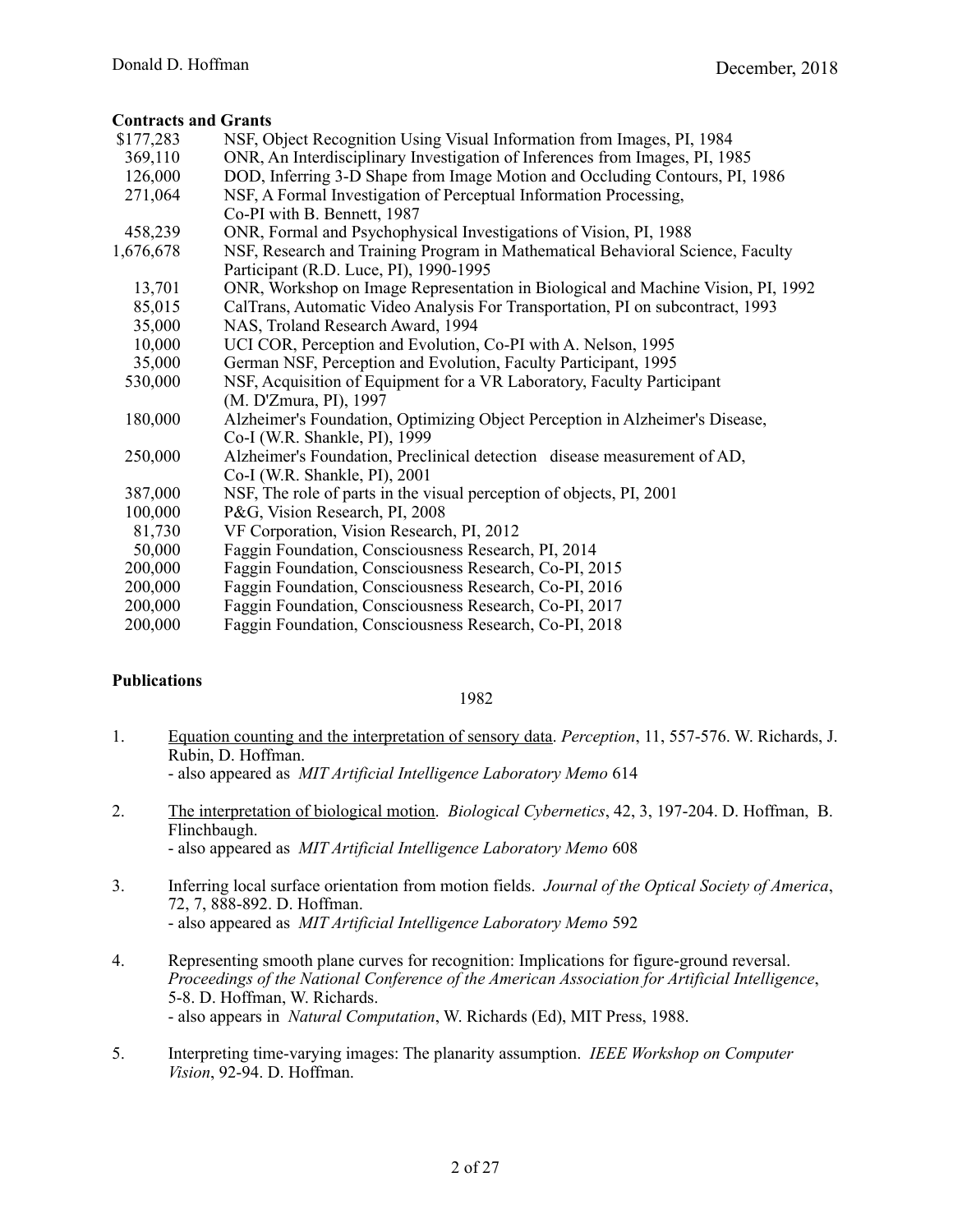**Contracts and Grants**

| | |
|---|---|
| $177,283 | NSF, Object Recognition Using Visual Information from Images, PI, 1984 |
| 369,110 | ONR, An Interdisciplinary Investigation of Inferences from Images, PI, 1985 |
| 126,000 | DOD, Inferring 3-D Shape from Image Motion and Occluding Contours, PI, 1986 |
| 271,064 | NSF, A Formal Investigation of Perceptual Information Processing, Co-PI with B. Bennett, 1987 |
| 458,239 | ONR, Formal and Psychophysical Investigations of Vision, PI, 1988 |
| 1,676,678 | NSF, Research and Training Program in Mathematical Behavioral Science, Faculty Participant (R.D. Luce, PI), 1990-1995 |
| 13,701 | ONR, Workshop on Image Representation in Biological and Machine Vision, PI, 1992 |
| 85,015 | CalTrans, Automatic Video Analysis For Transportation, PI on subcontract, 1993 |
| 35,000 | NAS, Troland Research Award, 1994 |
| 10,000 | UCI COR, Perception and Evolution, Co-PI with A. Nelson, 1995 |
| 35,000 | German NSF, Perception and Evolution, Faculty Participant, 1995 |
| 530,000 | NSF, Acquisition of Equipment for a VR Laboratory, Faculty Participant (M. D'Zmura, PI), 1997 |
| 180,000 | Alzheimer's Foundation, Optimizing Object Perception in Alzheimer's Disease, Co-I (W.R. Shankle, PI), 1999 |
| 250,000 | Alzheimer's Foundation, Preclinical detection disease measurement of AD, Co-I (W.R. Shankle, PI), 2001 |
| 387,000 | NSF, The role of parts in the visual perception of objects, PI, 2001 |
| 100,000 | P&G, Vision Research, PI, 2008 |
| 81,730 | VF Corporation, Vision Research, PI, 2012 |
| 50,000 | Faggin Foundation, Consciousness Research, PI, 2014 |
| 200,000 | Faggin Foundation, Consciousness Research, Co-PI, 2015 |
| 200,000 | Faggin Foundation, Consciousness Research, Co-PI, 2016 |
| 200,000 | Faggin Foundation, Consciousness Research, Co-PI, 2017 |
| 200,000 | Faggin Foundation, Consciousness Research, Co-PI, 2018 |

**Publications**

1982

1. Equation counting and the interpretation of sensory data. *Perception*, 11, 557-576. W. Richards, J. Rubin, D. Hoffman.
   - also appeared as *MIT Artificial Intelligence Laboratory Memo* 614

2. The interpretation of biological motion. *Biological Cybernetics*, 42, 3, 197-204. D. Hoffman, B. Flinchbaugh.
   - also appeared as *MIT Artificial Intelligence Laboratory Memo* 608

3. Inferring local surface orientation from motion fields. *Journal of the Optical Society of America*, 72, 7, 888-892. D. Hoffman.
   - also appeared as *MIT Artificial Intelligence Laboratory Memo* 592

4. Representing smooth plane curves for recognition: Implications for figure-ground reversal. *Proceedings of the National Conference of the American Association for Artificial Intelligence*, 5-8. D. Hoffman, W. Richards.
   - also appears in *Natural Computation*, W. Richards (Ed), MIT Press, 1988.

5. Interpreting time-varying images: The planarity assumption. *IEEE Workshop on Computer Vision*, 92-94. D. Hoffman.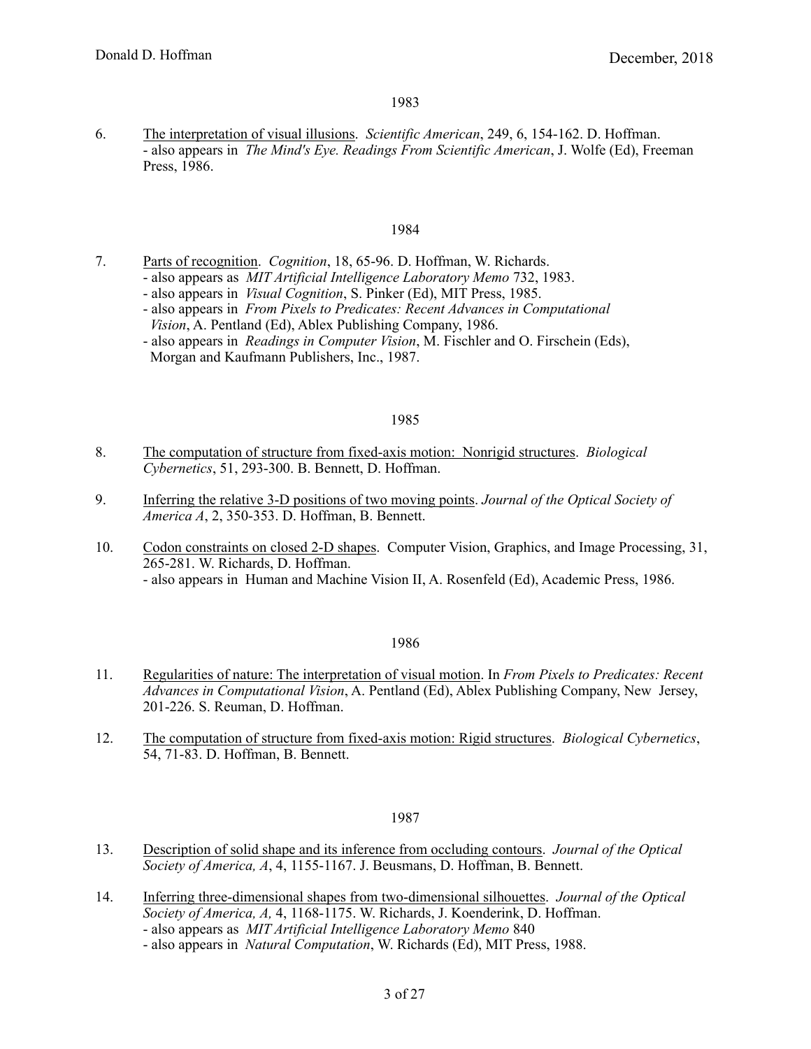### 1983

6. <u>The interpretation of visual illusions</u>. *Scientific American*, 249, 6, 154-162. D. Hoffman.
   - also appears in *The Mind's Eye. Readings From Scientific American*, J. Wolfe (Ed), Freeman Press, 1986.

### 1984

7. <u>Parts of recognition</u>. *Cognition*, 18, 65-96. D. Hoffman, W. Richards.
   - also appears as *MIT Artificial Intelligence Laboratory Memo* 732, 1983.
   - also appears in *Visual Cognition*, S. Pinker (Ed), MIT Press, 1985.
   - also appears in *From Pixels to Predicates: Recent Advances in Computational Vision*, A. Pentland (Ed), Ablex Publishing Company, 1986.
   - also appears in *Readings in Computer Vision*, M. Fischler and O. Firschein (Eds), Morgan and Kaufmann Publishers, Inc., 1987.

### 1985

8. <u>The computation of structure from fixed-axis motion: Nonrigid structures</u>. *Biological Cybernetics*, 51, 293-300. B. Bennett, D. Hoffman.

9. <u>Inferring the relative 3-D positions of two moving points</u>. *Journal of the Optical Society of America A*, 2, 350-353. D. Hoffman, B. Bennett.

10. <u>Codon constraints on closed 2-D shapes</u>. Computer Vision, Graphics, and Image Processing, 31, 265-281. W. Richards, D. Hoffman.
    - also appears in Human and Machine Vision II, A. Rosenfeld (Ed), Academic Press, 1986.

### 1986

11. <u>Regularities of nature: The interpretation of visual motion</u>. In *From Pixels to Predicates: Recent Advances in Computational Vision*, A. Pentland (Ed), Ablex Publishing Company, New Jersey, 201-226. S. Reuman, D. Hoffman.

12. <u>The computation of structure from fixed-axis motion: Rigid structures</u>. *Biological Cybernetics*, 54, 71-83. D. Hoffman, B. Bennett.

### 1987

13. <u>Description of solid shape and its inference from occluding contours</u>. *Journal of the Optical Society of America, A*, 4, 1155-1167. J. Beusmans, D. Hoffman, B. Bennett.

14. <u>Inferring three-dimensional shapes from two-dimensional silhouettes</u>. *Journal of the Optical Society of America, A,* 4, 1168-1175. W. Richards, J. Koenderink, D. Hoffman.
    - also appears as *MIT Artificial Intelligence Laboratory Memo* 840
    - also appears in *Natural Computation*, W. Richards (Ed), MIT Press, 1988.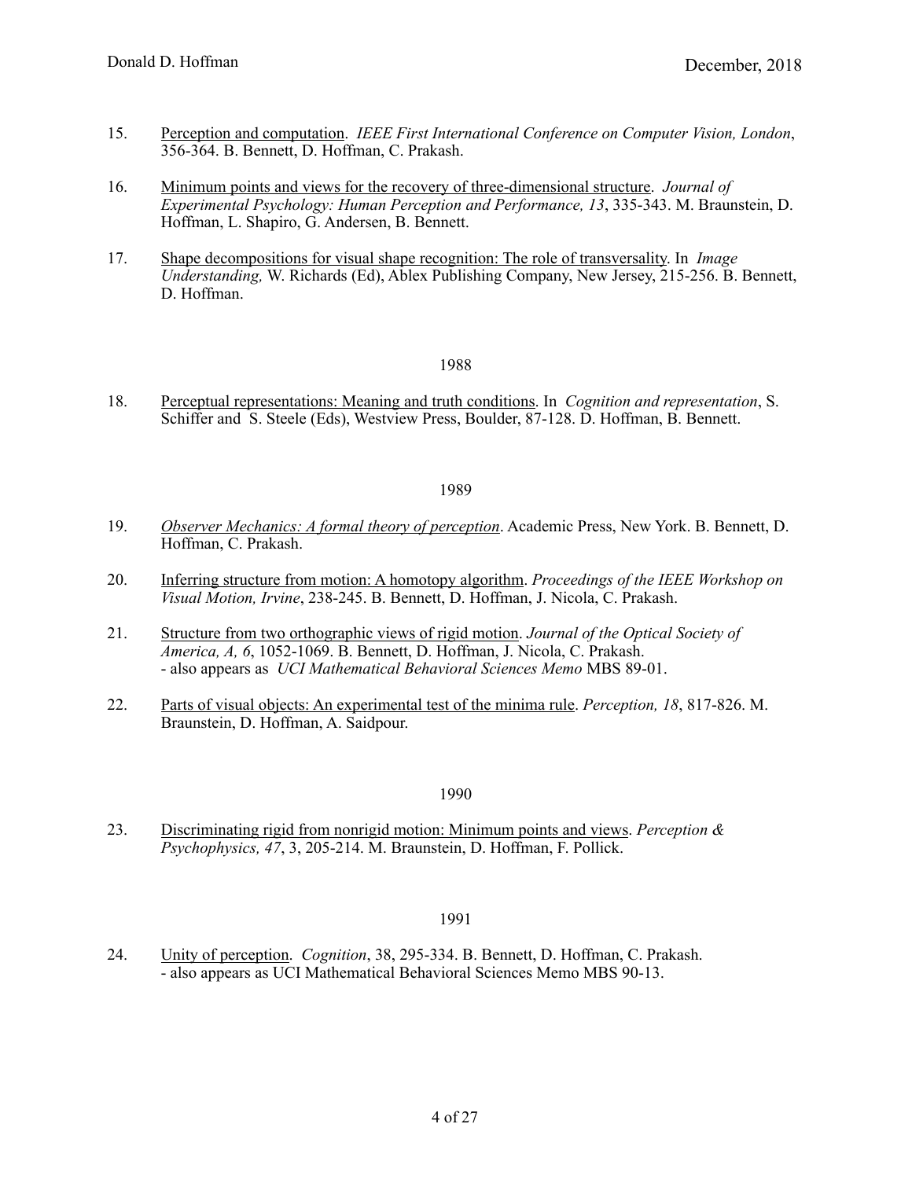15. Perception and computation. *IEEE First International Conference on Computer Vision, London*, 356-364. B. Bennett, D. Hoffman, C. Prakash.

16. Minimum points and views for the recovery of three-dimensional structure. *Journal of Experimental Psychology: Human Perception and Performance, 13*, 335-343. M. Braunstein, D. Hoffman, L. Shapiro, G. Andersen, B. Bennett.

17. Shape decompositions for visual shape recognition: The role of transversality. In *Image Understanding,* W. Richards (Ed), Ablex Publishing Company, New Jersey, 215-256. B. Bennett, D. Hoffman.

1988

18. Perceptual representations: Meaning and truth conditions. In *Cognition and representation*, S. Schiffer and S. Steele (Eds), Westview Press, Boulder, 87-128. D. Hoffman, B. Bennett.

1989

19. *Observer Mechanics: A formal theory of perception*. Academic Press, New York. B. Bennett, D. Hoffman, C. Prakash.

20. Inferring structure from motion: A homotopy algorithm. *Proceedings of the IEEE Workshop on Visual Motion, Irvine*, 238-245. B. Bennett, D. Hoffman, J. Nicola, C. Prakash.

21. Structure from two orthographic views of rigid motion. *Journal of the Optical Society of America, A, 6*, 1052-1069. B. Bennett, D. Hoffman, J. Nicola, C. Prakash.
    - also appears as *UCI Mathematical Behavioral Sciences Memo* MBS 89-01.

22. Parts of visual objects: An experimental test of the minima rule. *Perception, 18*, 817-826. M. Braunstein, D. Hoffman, A. Saidpour.

1990

23. Discriminating rigid from nonrigid motion: Minimum points and views. *Perception & Psychophysics, 47*, 3, 205-214. M. Braunstein, D. Hoffman, F. Pollick.

1991

24. Unity of perception. *Cognition*, 38, 295-334. B. Bennett, D. Hoffman, C. Prakash.
    - also appears as UCI Mathematical Behavioral Sciences Memo MBS 90-13.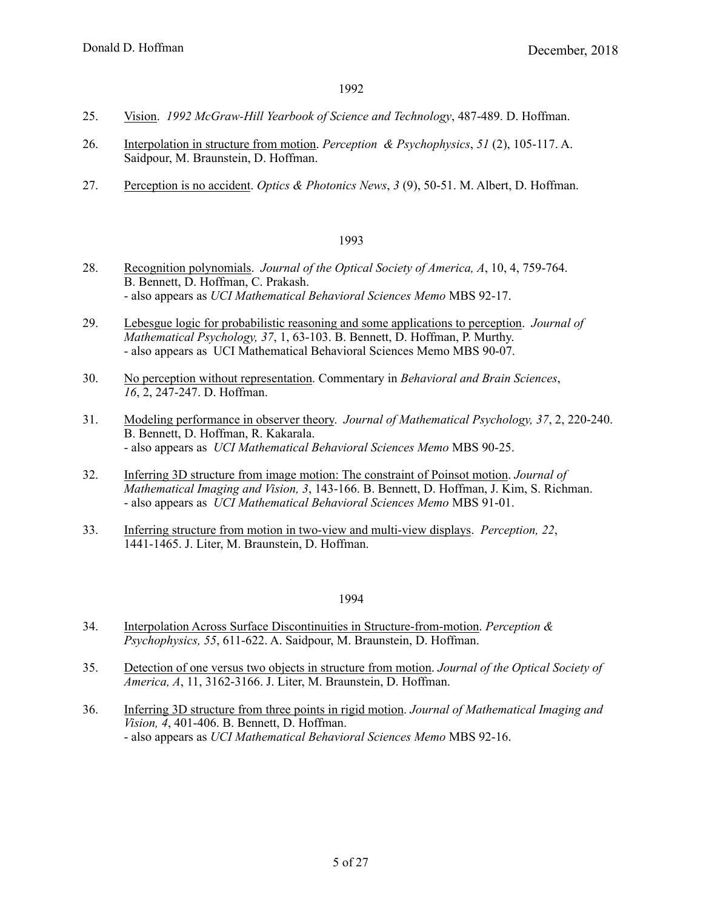### 1992

25. Vision. *1992 McGraw-Hill Yearbook of Science and Technology*, 487-489. D. Hoffman.

26. Interpolation in structure from motion. *Perception & Psychophysics*, *51* (2), 105-117. A. Saidpour, M. Braunstein, D. Hoffman.

27. Perception is no accident. *Optics & Photonics News*, *3* (9), 50-51. M. Albert, D. Hoffman.

### 1993

28. Recognition polynomials. *Journal of the Optical Society of America, A*, 10, 4, 759-764. B. Bennett, D. Hoffman, C. Prakash.
    - also appears as *UCI Mathematical Behavioral Sciences Memo* MBS 92-17.

29. Lebesgue logic for probabilistic reasoning and some applications to perception. *Journal of Mathematical Psychology, 37*, 1, 63-103. B. Bennett, D. Hoffman, P. Murthy.
    - also appears as UCI Mathematical Behavioral Sciences Memo MBS 90-07.

30. No perception without representation. Commentary in *Behavioral and Brain Sciences*, *16*, 2, 247-247. D. Hoffman.

31. Modeling performance in observer theory. *Journal of Mathematical Psychology, 37*, 2, 220-240. B. Bennett, D. Hoffman, R. Kakarala.
    - also appears as *UCI Mathematical Behavioral Sciences Memo* MBS 90-25.

32. Inferring 3D structure from image motion: The constraint of Poinsot motion. *Journal of Mathematical Imaging and Vision, 3*, 143-166. B. Bennett, D. Hoffman, J. Kim, S. Richman.
    - also appears as *UCI Mathematical Behavioral Sciences Memo* MBS 91-01.

33. Inferring structure from motion in two-view and multi-view displays. *Perception, 22*, 1441-1465. J. Liter, M. Braunstein, D. Hoffman.

### 1994

34. Interpolation Across Surface Discontinuities in Structure-from-motion. *Perception & Psychophysics, 55*, 611-622. A. Saidpour, M. Braunstein, D. Hoffman.

35. Detection of one versus two objects in structure from motion. *Journal of the Optical Society of America, A*, 11, 3162-3166. J. Liter, M. Braunstein, D. Hoffman.

36. Inferring 3D structure from three points in rigid motion. *Journal of Mathematical Imaging and Vision, 4*, 401-406. B. Bennett, D. Hoffman.
    - also appears as *UCI Mathematical Behavioral Sciences Memo* MBS 92-16.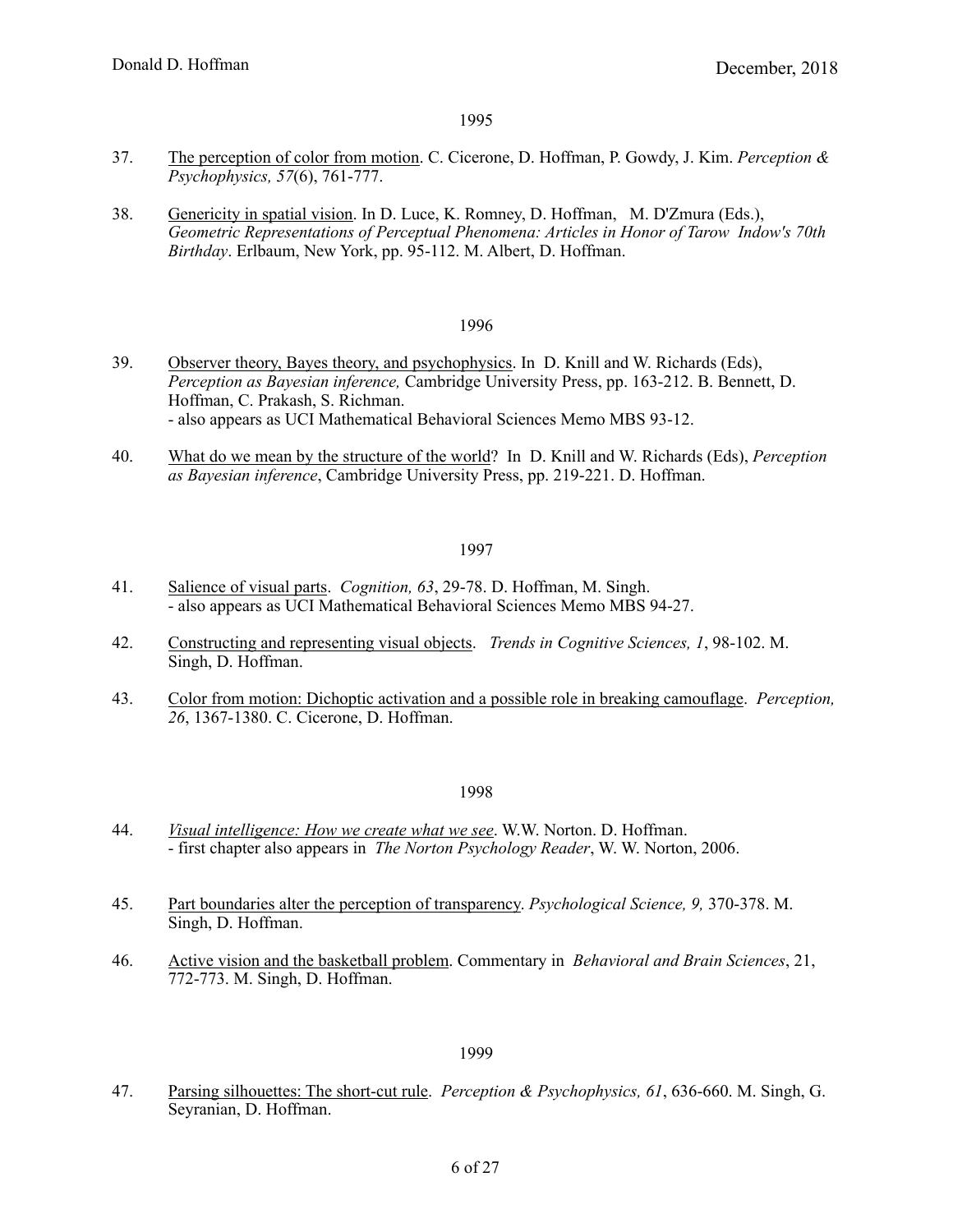1995

37. The perception of color from motion. C. Cicerone, D. Hoffman, P. Gowdy, J. Kim. *Perception & Psychophysics, 57*(6), 761-777.

38. Genericity in spatial vision. In D. Luce, K. Romney, D. Hoffman, M. D'Zmura (Eds.), *Geometric Representations of Perceptual Phenomena: Articles in Honor of Tarow Indow's 70th Birthday*. Erlbaum, New York, pp. 95-112. M. Albert, D. Hoffman.

1996

39. Observer theory, Bayes theory, and psychophysics. In D. Knill and W. Richards (Eds), *Perception as Bayesian inference,* Cambridge University Press, pp. 163-212. B. Bennett, D. Hoffman, C. Prakash, S. Richman.
 - also appears as UCI Mathematical Behavioral Sciences Memo MBS 93-12.

40. What do we mean by the structure of the world? In D. Knill and W. Richards (Eds), *Perception as Bayesian inference*, Cambridge University Press, pp. 219-221. D. Hoffman.

1997

41. Salience of visual parts. *Cognition, 63*, 29-78. D. Hoffman, M. Singh.
 - also appears as UCI Mathematical Behavioral Sciences Memo MBS 94-27.

42. Constructing and representing visual objects. *Trends in Cognitive Sciences, 1*, 98-102. M. Singh, D. Hoffman.

43. Color from motion: Dichoptic activation and a possible role in breaking camouflage. *Perception, 26*, 1367-1380. C. Cicerone, D. Hoffman.

1998

44. *Visual intelligence: How we create what we see*. W.W. Norton. D. Hoffman.
 - first chapter also appears in *The Norton Psychology Reader*, W. W. Norton, 2006.

45. Part boundaries alter the perception of transparency. *Psychological Science, 9,* 370-378. M. Singh, D. Hoffman.

46. Active vision and the basketball problem. Commentary in *Behavioral and Brain Sciences*, 21, 772-773. M. Singh, D. Hoffman.

1999

47. Parsing silhouettes: The short-cut rule. *Perception & Psychophysics, 61*, 636-660. M. Singh, G. Seyranian, D. Hoffman.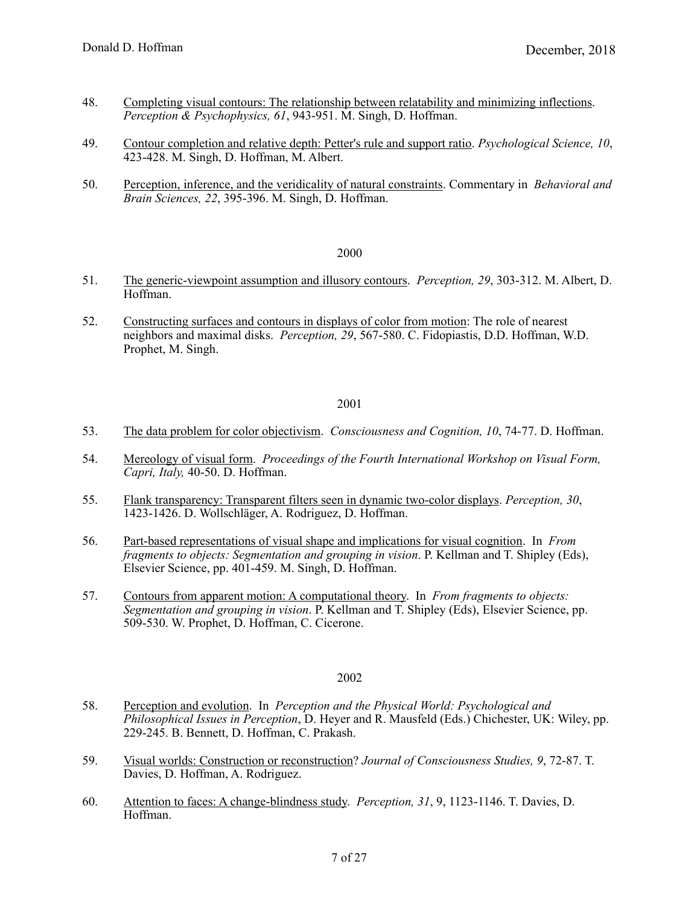48. Completing visual contours: The relationship between relatability and minimizing inflections. *Perception & Psychophysics, 61*, 943-951. M. Singh, D. Hoffman.

49. Contour completion and relative depth: Petter's rule and support ratio. *Psychological Science, 10*, 423-428. M. Singh, D. Hoffman, M. Albert.

50. Perception, inference, and the veridicality of natural constraints. Commentary in *Behavioral and Brain Sciences, 22*, 395-396. M. Singh, D. Hoffman.

2000

51. The generic-viewpoint assumption and illusory contours. *Perception, 29*, 303-312. M. Albert, D. Hoffman.

52. Constructing surfaces and contours in displays of color from motion: The role of nearest neighbors and maximal disks. *Perception, 29*, 567-580. C. Fidopiastis, D.D. Hoffman, W.D. Prophet, M. Singh.

2001

53. The data problem for color objectivism. *Consciousness and Cognition, 10*, 74-77. D. Hoffman.

54. Mereology of visual form. *Proceedings of the Fourth International Workshop on Visual Form, Capri, Italy,* 40-50. D. Hoffman.

55. Flank transparency: Transparent filters seen in dynamic two-color displays. *Perception, 30*, 1423-1426. D. Wollschläger, A. Rodriguez, D. Hoffman.

56. Part-based representations of visual shape and implications for visual cognition. In *From fragments to objects: Segmentation and grouping in vision*. P. Kellman and T. Shipley (Eds), Elsevier Science, pp. 401-459. M. Singh, D. Hoffman.

57. Contours from apparent motion: A computational theory. In *From fragments to objects: Segmentation and grouping in vision*. P. Kellman and T. Shipley (Eds), Elsevier Science, pp. 509-530. W. Prophet, D. Hoffman, C. Cicerone.

2002

58. Perception and evolution. In *Perception and the Physical World: Psychological and Philosophical Issues in Perception*, D. Heyer and R. Mausfeld (Eds.) Chichester, UK: Wiley, pp. 229-245. B. Bennett, D. Hoffman, C. Prakash.

59. Visual worlds: Construction or reconstruction? *Journal of Consciousness Studies, 9*, 72-87. T. Davies, D. Hoffman, A. Rodriguez.

60. Attention to faces: A change-blindness study. *Perception, 31*, 9, 1123-1146. T. Davies, D. Hoffman.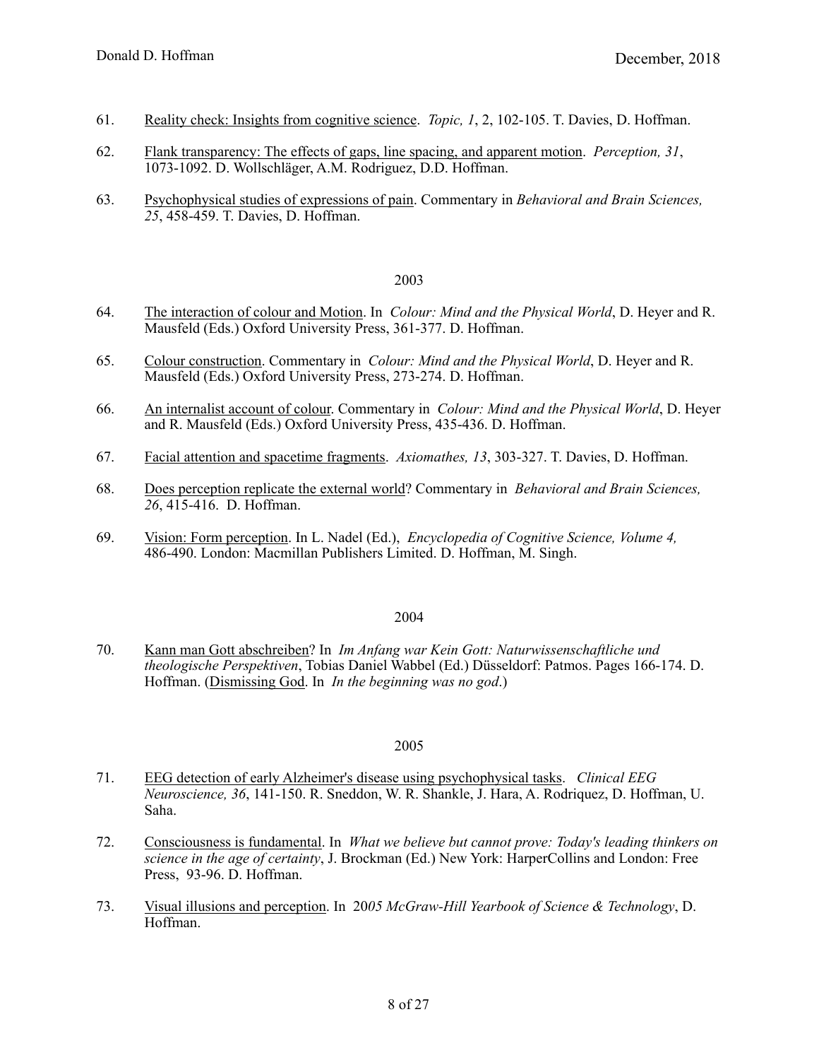61. <u>Reality check: Insights from cognitive science</u>. *Topic, 1*, 2, 102-105. T. Davies, D. Hoffman.

62. <u>Flank transparency: The effects of gaps, line spacing, and apparent motion</u>. *Perception, 31*, 1073-1092. D. Wollschläger, A.M. Rodriguez, D.D. Hoffman.

63. <u>Psychophysical studies of expressions of pain</u>. Commentary in *Behavioral and Brain Sciences, 25*, 458-459. T. Davies, D. Hoffman.

2003

64. <u>The interaction of colour and Motion</u>. In *Colour: Mind and the Physical World*, D. Heyer and R. Mausfeld (Eds.) Oxford University Press, 361-377. D. Hoffman.

65. <u>Colour construction</u>. Commentary in *Colour: Mind and the Physical World*, D. Heyer and R. Mausfeld (Eds.) Oxford University Press, 273-274. D. Hoffman.

66. <u>An internalist account of colour</u>. Commentary in *Colour: Mind and the Physical World*, D. Heyer and R. Mausfeld (Eds.) Oxford University Press, 435-436. D. Hoffman.

67. <u>Facial attention and spacetime fragments</u>. *Axiomathes, 13*, 303-327. T. Davies, D. Hoffman.

68. <u>Does perception replicate the external world</u>? Commentary in *Behavioral and Brain Sciences, 26*, 415-416. D. Hoffman.

69. <u>Vision: Form perception</u>. In L. Nadel (Ed.), *Encyclopedia of Cognitive Science, Volume 4,* 486-490. London: Macmillan Publishers Limited. D. Hoffman, M. Singh.

2004

70. <u>Kann man Gott abschreiben</u>? In *Im Anfang war Kein Gott: Naturwissenschaftliche und theologische Perspektiven*, Tobias Daniel Wabbel (Ed.) Düsseldorf: Patmos. Pages 166-174. D. Hoffman. (<u>Dismissing God</u>. In *In the beginning was no god*.)

2005

71. <u>EEG detection of early Alzheimer's disease using psychophysical tasks</u>. *Clinical EEG Neuroscience, 36*, 141-150. R. Sneddon, W. R. Shankle, J. Hara, A. Rodriquez, D. Hoffman, U. Saha.

72. <u>Consciousness is fundamental</u>. In *What we believe but cannot prove: Today's leading thinkers on science in the age of certainty*, J. Brockman (Ed.) New York: HarperCollins and London: Free Press, 93-96. D. Hoffman.

73. <u>Visual illusions and perception</u>. In 20*05 McGraw-Hill Yearbook of Science & Technology*, D. Hoffman.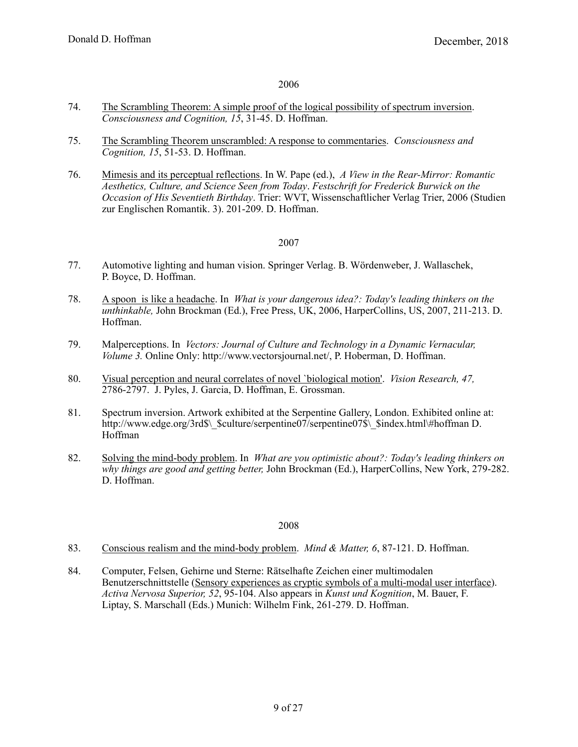2006

74. The Scrambling Theorem: A simple proof of the logical possibility of spectrum inversion. *Consciousness and Cognition, 15*, 31-45. D. Hoffman.

75. The Scrambling Theorem unscrambled: A response to commentaries. *Consciousness and Cognition, 15*, 51-53. D. Hoffman.

76. Mimesis and its perceptual reflections. In W. Pape (ed.), *A View in the Rear-Mirror: Romantic Aesthetics, Culture, and Science Seen from Today*. *Festschrift for Frederick Burwick on the Occasion of His Seventieth Birthday*. Trier: WVT, Wissenschaftlicher Verlag Trier, 2006 (Studien zur Englischen Romantik. 3). 201-209. D. Hoffman.

2007

77. Automotive lighting and human vision. Springer Verlag. B. Wördenweber, J. Wallaschek, P. Boyce, D. Hoffman.

78. A spoon is like a headache. In *What is your dangerous idea?: Today's leading thinkers on the unthinkable,* John Brockman (Ed.), Free Press, UK, 2006, HarperCollins, US, 2007, 211-213. D. Hoffman.

79. Malperceptions. In *Vectors: Journal of Culture and Technology in a Dynamic Vernacular, Volume 3.* Online Only: http://www.vectorsjournal.net/, P. Hoberman, D. Hoffman.

80. Visual perception and neural correlates of novel `biological motion'. *Vision Research, 47,* 2786-2797. J. Pyles, J. Garcia, D. Hoffman, E. Grossman.

81. Spectrum inversion. Artwork exhibited at the Serpentine Gallery, London. Exhibited online at: http://www.edge.org/3rd$\_$culture/serpentine07/serpentine07$\_$index.html\#hoffman D. Hoffman

82. Solving the mind-body problem. In *What are you optimistic about?: Today's leading thinkers on why things are good and getting better,* John Brockman (Ed.), HarperCollins, New York, 279-282. D. Hoffman.

2008

83. Conscious realism and the mind-body problem. *Mind & Matter, 6*, 87-121. D. Hoffman.

84. Computer, Felsen, Gehirne und Sterne: Rätselhafte Zeichen einer multimodalen Benutzerschnittstelle (Sensory experiences as cryptic symbols of a multi-modal user interface). *Activa Nervosa Superior, 52*, 95-104. Also appears in *Kunst und Kognition*, M. Bauer, F. Liptay, S. Marschall (Eds.) Munich: Wilhelm Fink, 261-279. D. Hoffman.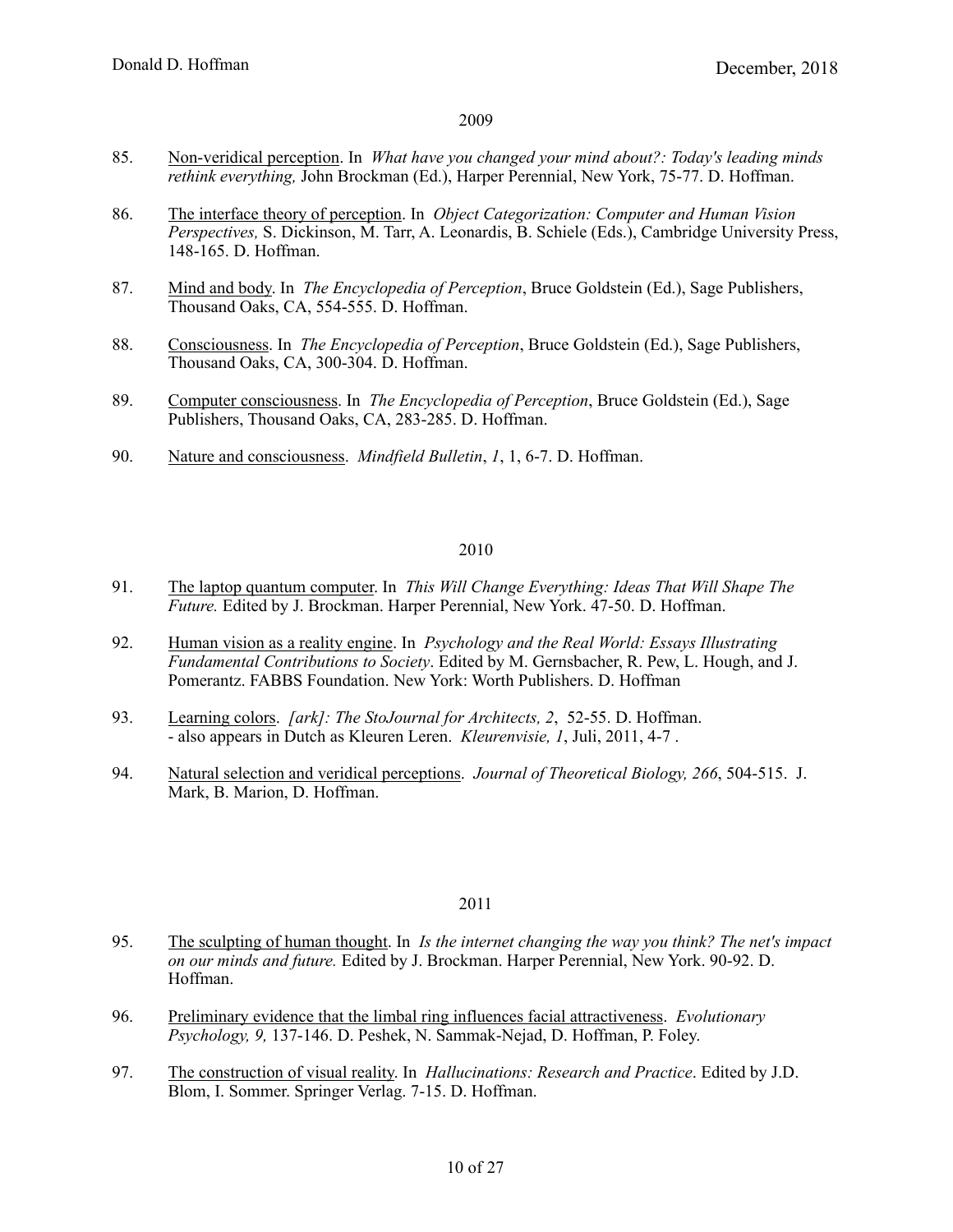## 2009

85. <u>Non-veridical perception</u>. In *What have you changed your mind about?: Today's leading minds rethink everything,* John Brockman (Ed.), Harper Perennial, New York, 75-77. D. Hoffman.

86. <u>The interface theory of perception</u>. In *Object Categorization: Computer and Human Vision Perspectives,* S. Dickinson, M. Tarr, A. Leonardis, B. Schiele (Eds.), Cambridge University Press, 148-165. D. Hoffman.

87. <u>Mind and body</u>. In *The Encyclopedia of Perception*, Bruce Goldstein (Ed.), Sage Publishers, Thousand Oaks, CA, 554-555. D. Hoffman.

88. <u>Consciousness</u>. In *The Encyclopedia of Perception*, Bruce Goldstein (Ed.), Sage Publishers, Thousand Oaks, CA, 300-304. D. Hoffman.

89. <u>Computer consciousness</u>. In *The Encyclopedia of Perception*, Bruce Goldstein (Ed.), Sage Publishers, Thousand Oaks, CA, 283-285. D. Hoffman.

90. <u>Nature and consciousness</u>. *Mindfield Bulletin*, *1*, 1, 6-7. D. Hoffman.

## 2010

91. <u>The laptop quantum computer</u>. In *This Will Change Everything: Ideas That Will Shape The Future.* Edited by J. Brockman. Harper Perennial, New York. 47-50. D. Hoffman.

92. <u>Human vision as a reality engine</u>. In *Psychology and the Real World: Essays Illustrating Fundamental Contributions to Society*. Edited by M. Gernsbacher, R. Pew, L. Hough, and J. Pomerantz. FABBS Foundation. New York: Worth Publishers. D. Hoffman

93. <u>Learning colors</u>. *[ark]: The StoJournal for Architects, 2*, 52-55. D. Hoffman.
    - also appears in Dutch as Kleuren Leren. *Kleurenvisie, 1*, Juli, 2011, 4-7 .

94. <u>Natural selection and veridical perceptions</u>. *Journal of Theoretical Biology, 266*, 504-515. J. Mark, B. Marion, D. Hoffman.

## 2011

95. <u>The sculpting of human thought</u>. In *Is the internet changing the way you think? The net's impact on our minds and future.* Edited by J. Brockman. Harper Perennial, New York. 90-92. D. Hoffman.

96. <u>Preliminary evidence that the limbal ring influences facial attractiveness</u>. *Evolutionary Psychology, 9,* 137-146. D. Peshek, N. Sammak-Nejad, D. Hoffman, P. Foley.

97. <u>The construction of visual reality</u>. In *Hallucinations: Research and Practice*. Edited by J.D. Blom, I. Sommer. Springer Verlag. 7-15. D. Hoffman.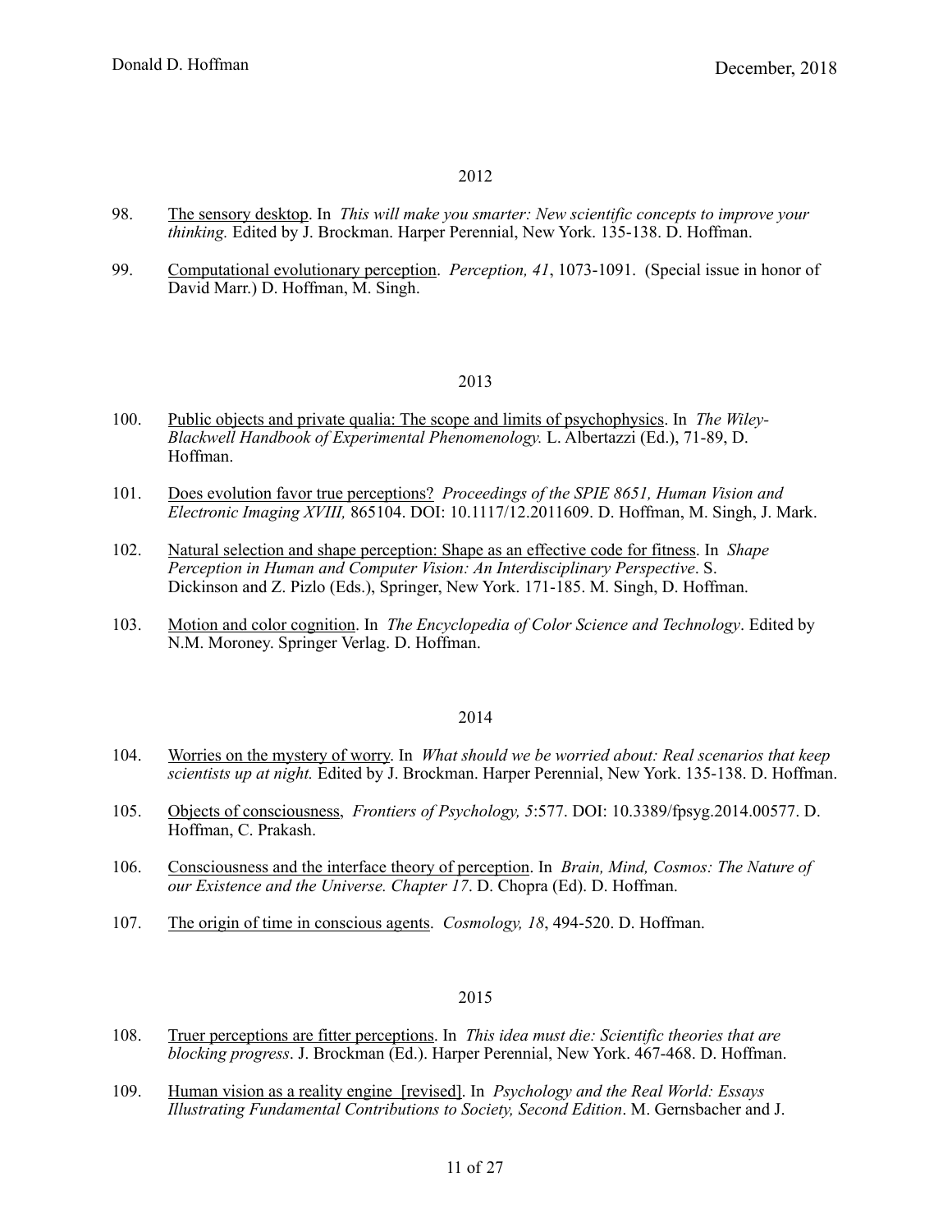2012

98. The sensory desktop. In *This will make you smarter: New scientific concepts to improve your thinking.* Edited by J. Brockman. Harper Perennial, New York. 135-138. D. Hoffman.

99. Computational evolutionary perception. *Perception, 41*, 1073-1091. (Special issue in honor of David Marr.) D. Hoffman, M. Singh.

2013

100. Public objects and private qualia: The scope and limits of psychophysics. In *The Wiley-Blackwell Handbook of Experimental Phenomenology.* L. Albertazzi (Ed.), 71-89, D. Hoffman.

101. Does evolution favor true perceptions? *Proceedings of the SPIE 8651, Human Vision and Electronic Imaging XVIII,* 865104. DOI: 10.1117/12.2011609. D. Hoffman, M. Singh, J. Mark.

102. Natural selection and shape perception: Shape as an effective code for fitness. In *Shape Perception in Human and Computer Vision: An Interdisciplinary Perspective*. S. Dickinson and Z. Pizlo (Eds.), Springer, New York. 171-185. M. Singh, D. Hoffman.

103. Motion and color cognition. In *The Encyclopedia of Color Science and Technology*. Edited by N.M. Moroney. Springer Verlag. D. Hoffman.

2014

104. Worries on the mystery of worry. In *What should we be worried about: Real scenarios that keep scientists up at night.* Edited by J. Brockman. Harper Perennial, New York. 135-138. D. Hoffman.

105. Objects of consciousness, *Frontiers of Psychology, 5*:577. DOI: 10.3389/fpsyg.2014.00577. D. Hoffman, C. Prakash.

106. Consciousness and the interface theory of perception. In *Brain, Mind, Cosmos: The Nature of our Existence and the Universe. Chapter 17*. D. Chopra (Ed). D. Hoffman.

107. The origin of time in conscious agents. *Cosmology, 18*, 494-520. D. Hoffman.

2015

108. Truer perceptions are fitter perceptions. In *This idea must die: Scientific theories that are blocking progress*. J. Brockman (Ed.). Harper Perennial, New York. 467-468. D. Hoffman.

109. Human vision as a reality engine [revised]. In *Psychology and the Real World: Essays Illustrating Fundamental Contributions to Society, Second Edition*. M. Gernsbacher and J.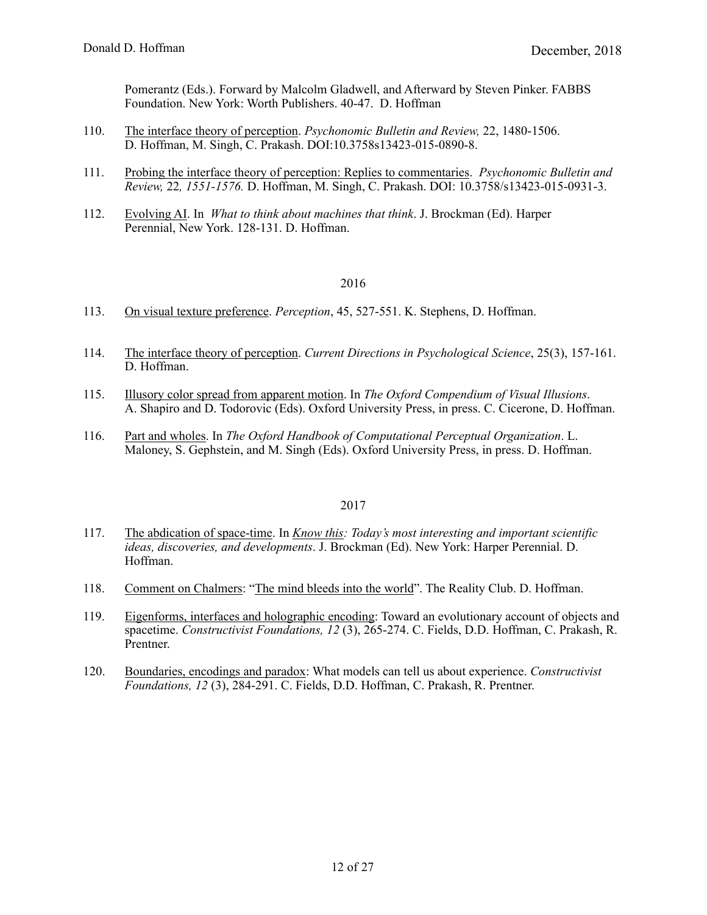Pomerantz (Eds.). Forward by Malcolm Gladwell, and Afterward by Steven Pinker. FABBS Foundation. New York: Worth Publishers. 40-47. D. Hoffman

110. The interface theory of perception. *Psychonomic Bulletin and Review,* 22, 1480-1506. D. Hoffman, M. Singh, C. Prakash. DOI:10.3758s13423-015-0890-8.

111. Probing the interface theory of perception: Replies to commentaries. *Psychonomic Bulletin and Review,* 22, *1551-1576.* D. Hoffman, M. Singh, C. Prakash. DOI: 10.3758/s13423-015-0931-3.

112. Evolving AI. In *What to think about machines that think*. J. Brockman (Ed). Harper Perennial, New York. 128-131. D. Hoffman.

2016

113. On visual texture preference. *Perception*, 45, 527-551. K. Stephens, D. Hoffman.

114. The interface theory of perception. *Current Directions in Psychological Science*, 25(3), 157-161. D. Hoffman.

115. Illusory color spread from apparent motion. In *The Oxford Compendium of Visual Illusions*. A. Shapiro and D. Todorovic (Eds). Oxford University Press, in press. C. Cicerone, D. Hoffman.

116. Part and wholes. In *The Oxford Handbook of Computational Perceptual Organization*. L. Maloney, S. Gephstein, and M. Singh (Eds). Oxford University Press, in press. D. Hoffman.

2017

117. The abdication of space-time. In *Know this: Today's most interesting and important scientific ideas, discoveries, and developments*. J. Brockman (Ed). New York: Harper Perennial. D. Hoffman.

118. Comment on Chalmers: "The mind bleeds into the world". The Reality Club. D. Hoffman.

119. Eigenforms, interfaces and holographic encoding: Toward an evolutionary account of objects and spacetime. *Constructivist Foundations, 12* (3), 265-274. C. Fields, D.D. Hoffman, C. Prakash, R. Prentner.

120. Boundaries, encodings and paradox: What models can tell us about experience. *Constructivist Foundations, 12* (3), 284-291. C. Fields, D.D. Hoffman, C. Prakash, R. Prentner.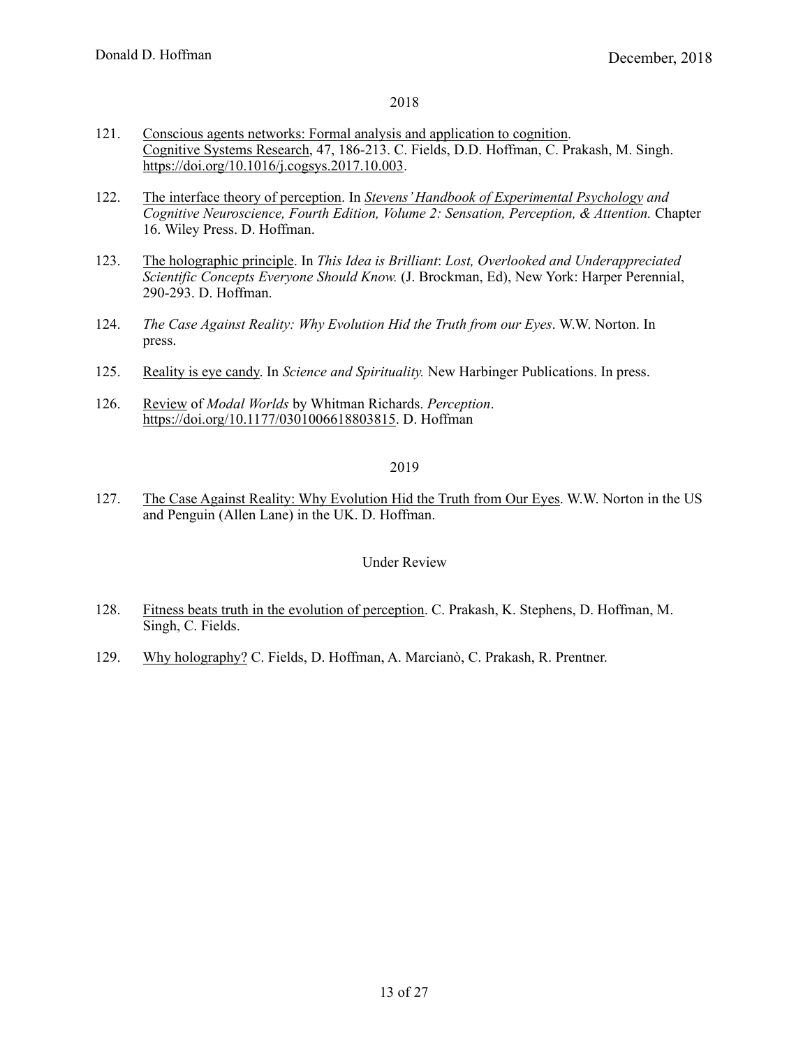2018

121. Conscious agents networks: Formal analysis and application to cognition. Cognitive Systems Research, 47, 186-213. C. Fields, D.D. Hoffman, C. Prakash, M. Singh. https://doi.org/10.1016/j.cogsys.2017.10.003.

122. The interface theory of perception. In *Stevens' Handbook of Experimental Psychology and Cognitive Neuroscience, Fourth Edition, Volume 2: Sensation, Perception, & Attention.* Chapter 16. Wiley Press. D. Hoffman.

123. The holographic principle. In *This Idea is Brilliant*: *Lost, Overlooked and Underappreciated Scientific Concepts Everyone Should Know.* (J. Brockman, Ed), New York: Harper Perennial, 290-293. D. Hoffman.

124. *The Case Against Reality: Why Evolution Hid the Truth from our Eyes*. W.W. Norton. In press.

125. Reality is eye candy. In *Science and Spirituality.* New Harbinger Publications. In press.

126. Review of *Modal Worlds* by Whitman Richards. *Perception*. https://doi.org/10.1177/0301006618803815. D. Hoffman

2019

127. The Case Against Reality: Why Evolution Hid the Truth from Our Eyes. W.W. Norton in the US and Penguin (Allen Lane) in the UK. D. Hoffman.

Under Review

128. Fitness beats truth in the evolution of perception. C. Prakash, K. Stephens, D. Hoffman, M. Singh, C. Fields.

129. Why holography? C. Fields, D. Hoffman, A. Marcianò, C. Prakash, R. Prentner.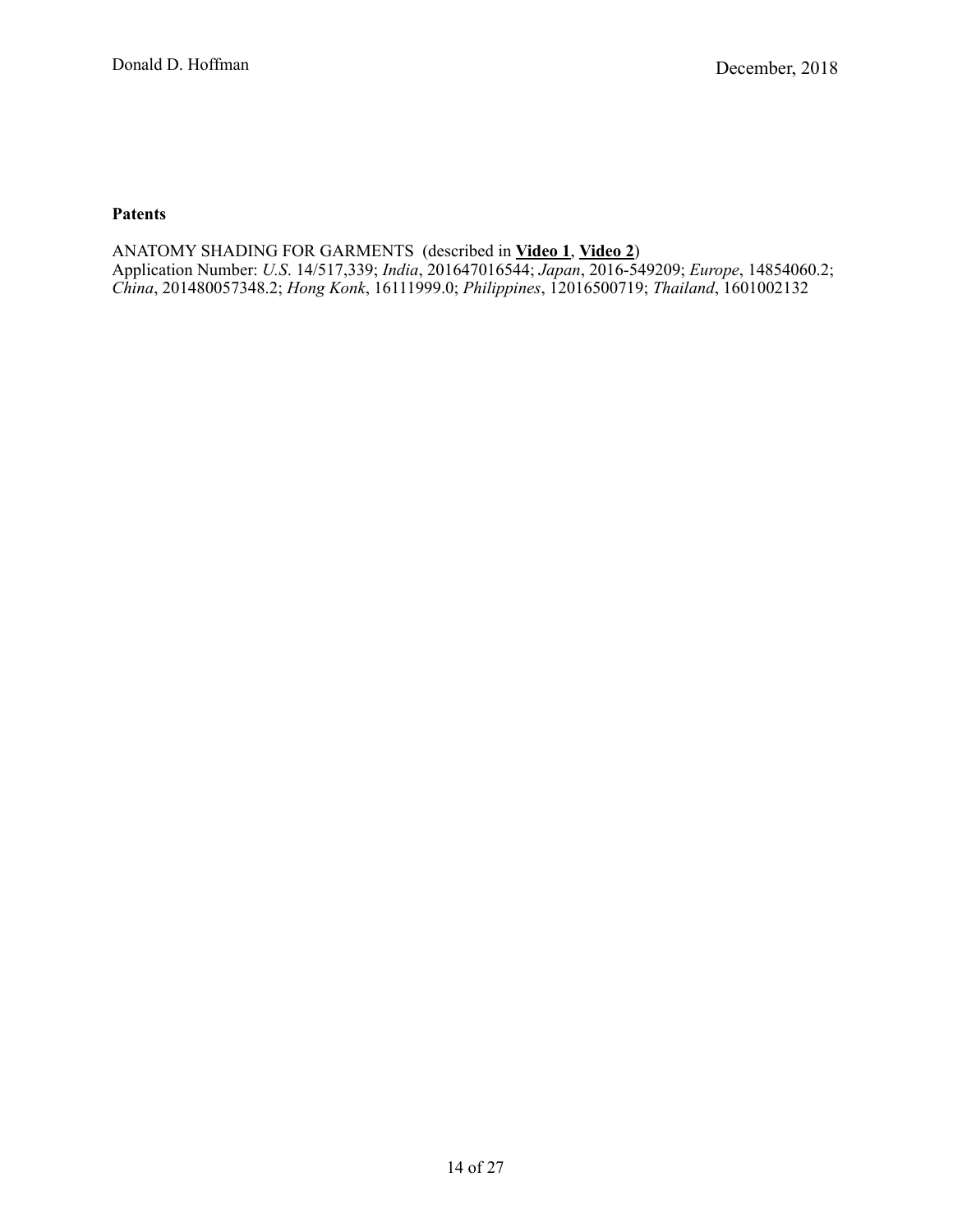**Patents**

ANATOMY SHADING FOR GARMENTS (described in **Video 1**, **Video 2**)
Application Number: *U.S.* 14/517,339; *India*, 201647016544; *Japan*, 2016-549209; *Europe*, 14854060.2; *China*, 201480057348.2; *Hong Konk*, 16111999.0; *Philippines*, 12016500719; *Thailand*, 1601002132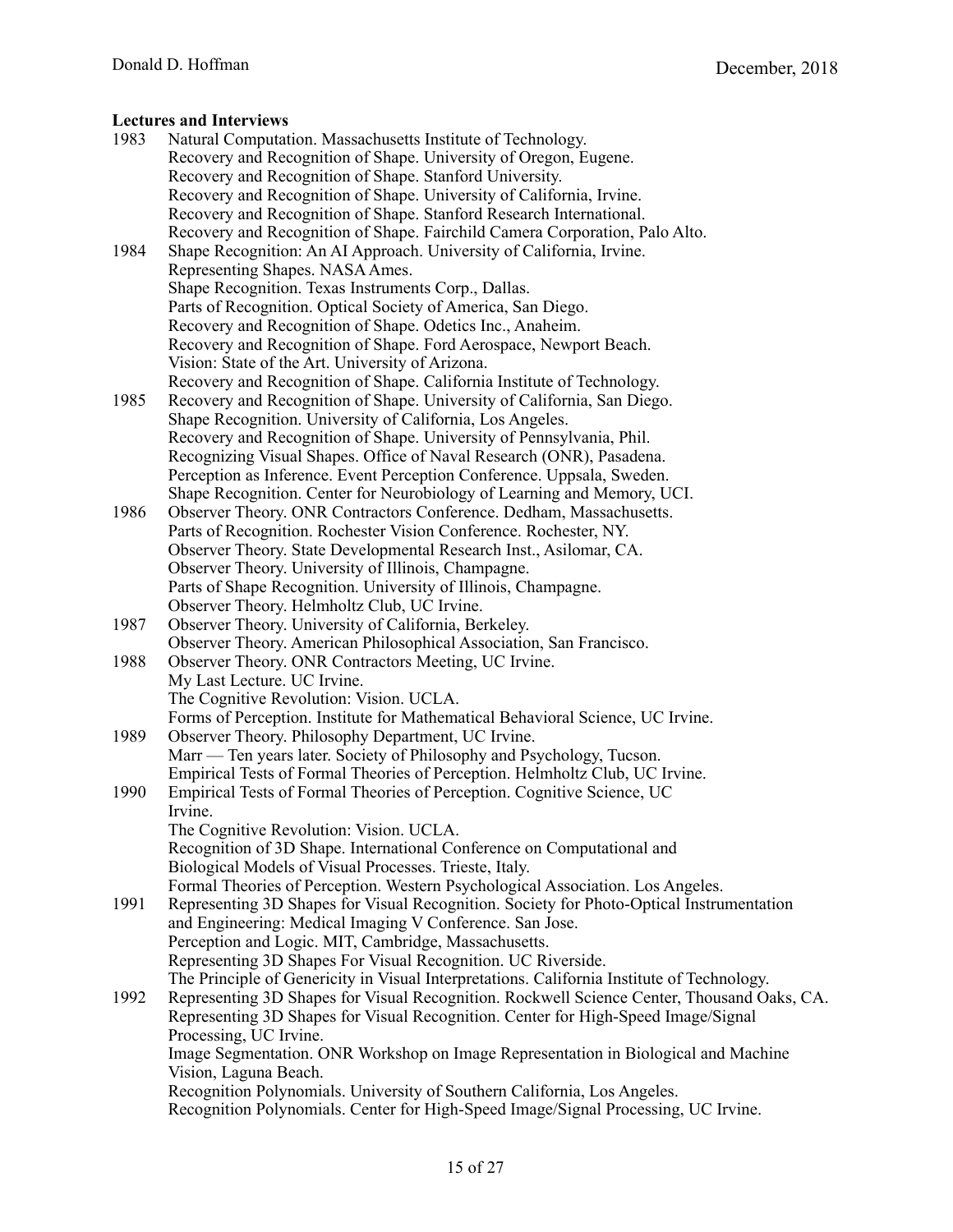**Lectures and Interviews**

1983 Natural Computation. Massachusetts Institute of Technology.
Recovery and Recognition of Shape. University of Oregon, Eugene.
Recovery and Recognition of Shape. Stanford University.
Recovery and Recognition of Shape. University of California, Irvine.
Recovery and Recognition of Shape. Stanford Research International.
Recovery and Recognition of Shape. Fairchild Camera Corporation, Palo Alto.

1984 Shape Recognition: An AI Approach. University of California, Irvine.
Representing Shapes. NASA Ames.
Shape Recognition. Texas Instruments Corp., Dallas.
Parts of Recognition. Optical Society of America, San Diego.
Recovery and Recognition of Shape. Odetics Inc., Anaheim.
Recovery and Recognition of Shape. Ford Aerospace, Newport Beach.
Vision: State of the Art. University of Arizona.
Recovery and Recognition of Shape. California Institute of Technology.

1985 Recovery and Recognition of Shape. University of California, San Diego.
Shape Recognition. University of California, Los Angeles.
Recovery and Recognition of Shape. University of Pennsylvania, Phil.
Recognizing Visual Shapes. Office of Naval Research (ONR), Pasadena.
Perception as Inference. Event Perception Conference. Uppsala, Sweden.
Shape Recognition. Center for Neurobiology of Learning and Memory, UCI.

1986 Observer Theory. ONR Contractors Conference. Dedham, Massachusetts.
Parts of Recognition. Rochester Vision Conference. Rochester, NY.
Observer Theory. State Developmental Research Inst., Asilomar, CA.
Observer Theory. University of Illinois, Champagne.
Parts of Shape Recognition. University of Illinois, Champagne.
Observer Theory. Helmholtz Club, UC Irvine.

1987 Observer Theory. University of California, Berkeley.
Observer Theory. American Philosophical Association, San Francisco.

1988 Observer Theory. ONR Contractors Meeting, UC Irvine.
My Last Lecture. UC Irvine.
The Cognitive Revolution: Vision. UCLA.
Forms of Perception. Institute for Mathematical Behavioral Science, UC Irvine.

1989 Observer Theory. Philosophy Department, UC Irvine.
Marr — Ten years later. Society of Philosophy and Psychology, Tucson.
Empirical Tests of Formal Theories of Perception. Helmholtz Club, UC Irvine.

1990 Empirical Tests of Formal Theories of Perception. Cognitive Science, UC Irvine.
The Cognitive Revolution: Vision. UCLA.
Recognition of 3D Shape. International Conference on Computational and Biological Models of Visual Processes. Trieste, Italy.
Formal Theories of Perception. Western Psychological Association. Los Angeles.

1991 Representing 3D Shapes for Visual Recognition. Society for Photo-Optical Instrumentation and Engineering: Medical Imaging V Conference. San Jose.
Perception and Logic. MIT, Cambridge, Massachusetts.
Representing 3D Shapes For Visual Recognition. UC Riverside.
The Principle of Genericity in Visual Interpretations. California Institute of Technology.

1992 Representing 3D Shapes for Visual Recognition. Rockwell Science Center, Thousand Oaks, CA.
Representing 3D Shapes for Visual Recognition. Center for High-Speed Image/Signal Processing, UC Irvine.
Image Segmentation. ONR Workshop on Image Representation in Biological and Machine Vision, Laguna Beach.
Recognition Polynomials. University of Southern California, Los Angeles.
Recognition Polynomials. Center for High-Speed Image/Signal Processing, UC Irvine.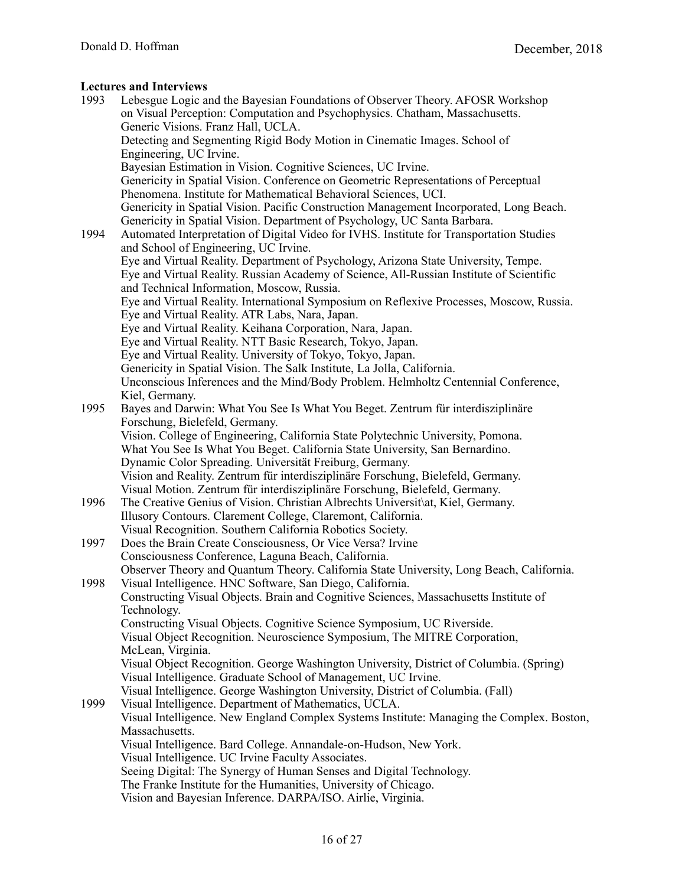**Lectures and Interviews**

1993 Lebesgue Logic and the Bayesian Foundations of Observer Theory. AFOSR Workshop on Visual Perception: Computation and Psychophysics. Chatham, Massachusetts.
Generic Visions. Franz Hall, UCLA.
Detecting and Segmenting Rigid Body Motion in Cinematic Images. School of Engineering, UC Irvine.
Bayesian Estimation in Vision. Cognitive Sciences, UC Irvine.
Genericity in Spatial Vision. Conference on Geometric Representations of Perceptual Phenomena. Institute for Mathematical Behavioral Sciences, UCI.
Genericity in Spatial Vision. Pacific Construction Management Incorporated, Long Beach.
Genericity in Spatial Vision. Department of Psychology, UC Santa Barbara.

1994 Automated Interpretation of Digital Video for IVHS. Institute for Transportation Studies and School of Engineering, UC Irvine.
Eye and Virtual Reality. Department of Psychology, Arizona State University, Tempe.
Eye and Virtual Reality. Russian Academy of Science, All-Russian Institute of Scientific and Technical Information, Moscow, Russia.
Eye and Virtual Reality. International Symposium on Reflexive Processes, Moscow, Russia.
Eye and Virtual Reality. ATR Labs, Nara, Japan.
Eye and Virtual Reality. Keihana Corporation, Nara, Japan.
Eye and Virtual Reality. NTT Basic Research, Tokyo, Japan.
Eye and Virtual Reality. University of Tokyo, Tokyo, Japan.
Genericity in Spatial Vision. The Salk Institute, La Jolla, California.
Unconscious Inferences and the Mind/Body Problem. Helmholtz Centennial Conference, Kiel, Germany.

1995 Bayes and Darwin: What You See Is What You Beget. Zentrum für interdisziplinäre Forschung, Bielefeld, Germany.
Vision. College of Engineering, California State Polytechnic University, Pomona.
What You See Is What You Beget. California State University, San Bernardino.
Dynamic Color Spreading. Universität Freiburg, Germany.
Vision and Reality. Zentrum für interdisziplinäre Forschung, Bielefeld, Germany.
Visual Motion. Zentrum für interdisziplinäre Forschung, Bielefeld, Germany.

1996 The Creative Genius of Vision. Christian Albrechts Universit\at, Kiel, Germany.
Illusory Contours. Clarement College, Claremont, California.
Visual Recognition. Southern California Robotics Society.

1997 Does the Brain Create Consciousness, Or Vice Versa? Irvine Consciousness Conference, Laguna Beach, California.
Observer Theory and Quantum Theory. California State University, Long Beach, California.

1998 Visual Intelligence. HNC Software, San Diego, California.
Constructing Visual Objects. Brain and Cognitive Sciences, Massachusetts Institute of Technology.
Constructing Visual Objects. Cognitive Science Symposium, UC Riverside.
Visual Object Recognition. Neuroscience Symposium, The MITRE Corporation, McLean, Virginia.
Visual Object Recognition. George Washington University, District of Columbia. (Spring)
Visual Intelligence. Graduate School of Management, UC Irvine.
Visual Intelligence. George Washington University, District of Columbia. (Fall)

1999 Visual Intelligence. Department of Mathematics, UCLA.
Visual Intelligence. New England Complex Systems Institute: Managing the Complex. Boston, Massachusetts.
Visual Intelligence. Bard College. Annandale-on-Hudson, New York.
Visual Intelligence. UC Irvine Faculty Associates.
Seeing Digital: The Synergy of Human Senses and Digital Technology. The Franke Institute for the Humanities, University of Chicago.
Vision and Bayesian Inference. DARPA/ISO. Airlie, Virginia.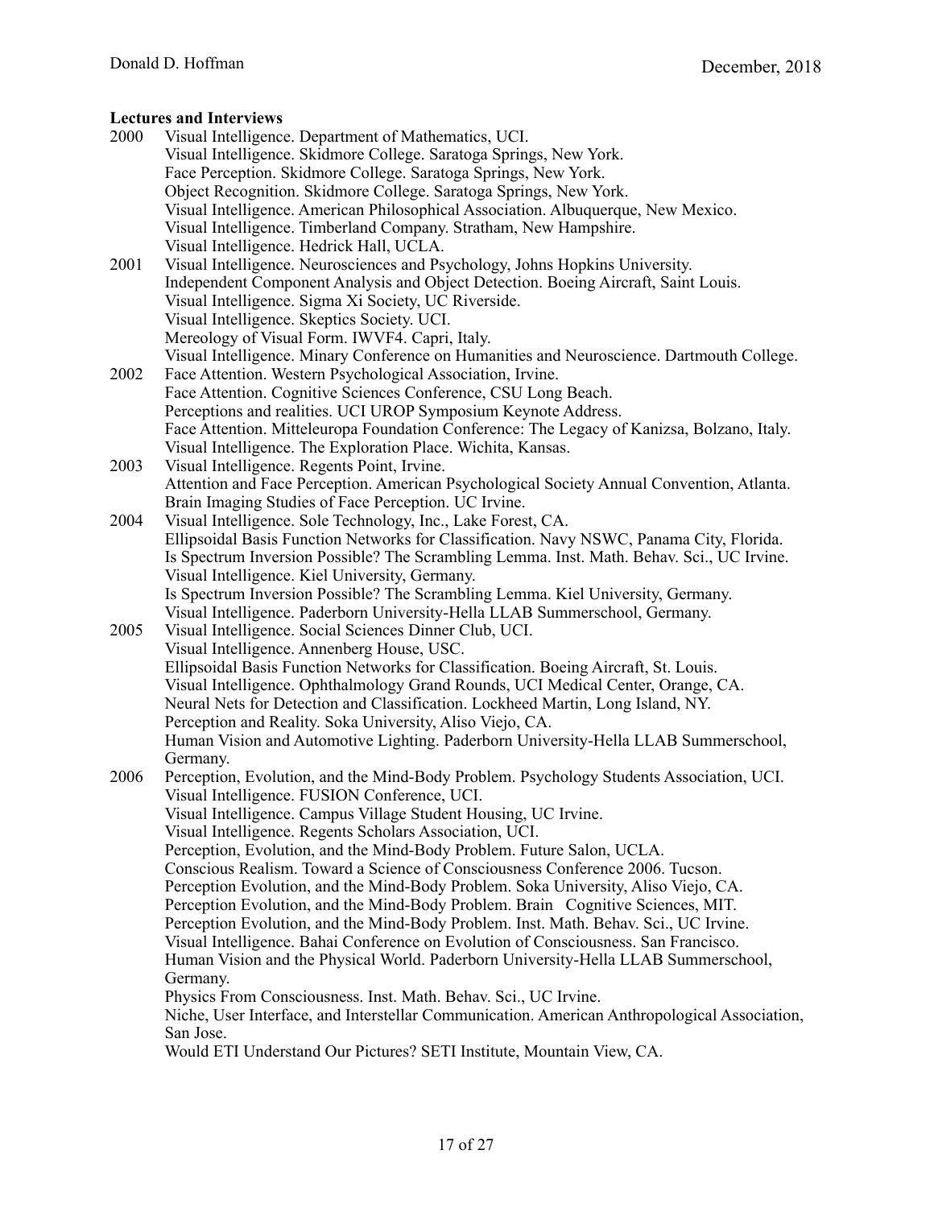**Lectures and Interviews**

2000 Visual Intelligence. Department of Mathematics, UCI.
Visual Intelligence. Skidmore College. Saratoga Springs, New York.
Face Perception. Skidmore College. Saratoga Springs, New York.
Object Recognition. Skidmore College. Saratoga Springs, New York.
Visual Intelligence. American Philosophical Association. Albuquerque, New Mexico.
Visual Intelligence. Timberland Company. Stratham, New Hampshire.
Visual Intelligence. Hedrick Hall, UCLA.

2001 Visual Intelligence. Neurosciences and Psychology, Johns Hopkins University.
Independent Component Analysis and Object Detection. Boeing Aircraft, Saint Louis.
Visual Intelligence. Sigma Xi Society, UC Riverside.
Visual Intelligence. Skeptics Society. UCI.
Mereology of Visual Form. IWVF4. Capri, Italy.
Visual Intelligence. Minary Conference on Humanities and Neuroscience. Dartmouth College.

2002 Face Attention. Western Psychological Association, Irvine.
Face Attention. Cognitive Sciences Conference, CSU Long Beach.
Perceptions and realities. UCI UROP Symposium Keynote Address.
Face Attention. Mitteleuropa Foundation Conference: The Legacy of Kanizsa, Bolzano, Italy.
Visual Intelligence. The Exploration Place. Wichita, Kansas.

2003 Visual Intelligence. Regents Point, Irvine.
Attention and Face Perception. American Psychological Society Annual Convention, Atlanta.
Brain Imaging Studies of Face Perception. UC Irvine.

2004 Visual Intelligence. Sole Technology, Inc., Lake Forest, CA.
Ellipsoidal Basis Function Networks for Classification. Navy NSWC, Panama City, Florida.
Is Spectrum Inversion Possible? The Scrambling Lemma. Inst. Math. Behav. Sci., UC Irvine.
Visual Intelligence. Kiel University, Germany.
Is Spectrum Inversion Possible? The Scrambling Lemma. Kiel University, Germany.
Visual Intelligence. Paderborn University-Hella LLAB Summerschool, Germany.

2005 Visual Intelligence. Social Sciences Dinner Club, UCI.
Visual Intelligence. Annenberg House, USC.
Ellipsoidal Basis Function Networks for Classification. Boeing Aircraft, St. Louis.
Visual Intelligence. Ophthalmology Grand Rounds, UCI Medical Center, Orange, CA.
Neural Nets for Detection and Classification. Lockheed Martin, Long Island, NY.
Perception and Reality. Soka University, Aliso Viejo, CA.
Human Vision and Automotive Lighting. Paderborn University-Hella LLAB Summerschool, Germany.

2006 Perception, Evolution, and the Mind-Body Problem. Psychology Students Association, UCI.
Visual Intelligence. FUSION Conference, UCI.
Visual Intelligence. Campus Village Student Housing, UC Irvine.
Visual Intelligence. Regents Scholars Association, UCI.
Perception, Evolution, and the Mind-Body Problem. Future Salon, UCLA.
Conscious Realism. Toward a Science of Consciousness Conference 2006. Tucson.
Perception Evolution, and the Mind-Body Problem. Soka University, Aliso Viejo, CA.
Perception Evolution, and the Mind-Body Problem. Brain Cognitive Sciences, MIT.
Perception Evolution, and the Mind-Body Problem. Inst. Math. Behav. Sci., UC Irvine.
Visual Intelligence. Bahai Conference on Evolution of Consciousness. San Francisco.
Human Vision and the Physical World. Paderborn University-Hella LLAB Summerschool, Germany.
Physics From Consciousness. Inst. Math. Behav. Sci., UC Irvine.
Niche, User Interface, and Interstellar Communication. American Anthropological Association, San Jose.
Would ETI Understand Our Pictures? SETI Institute, Mountain View, CA.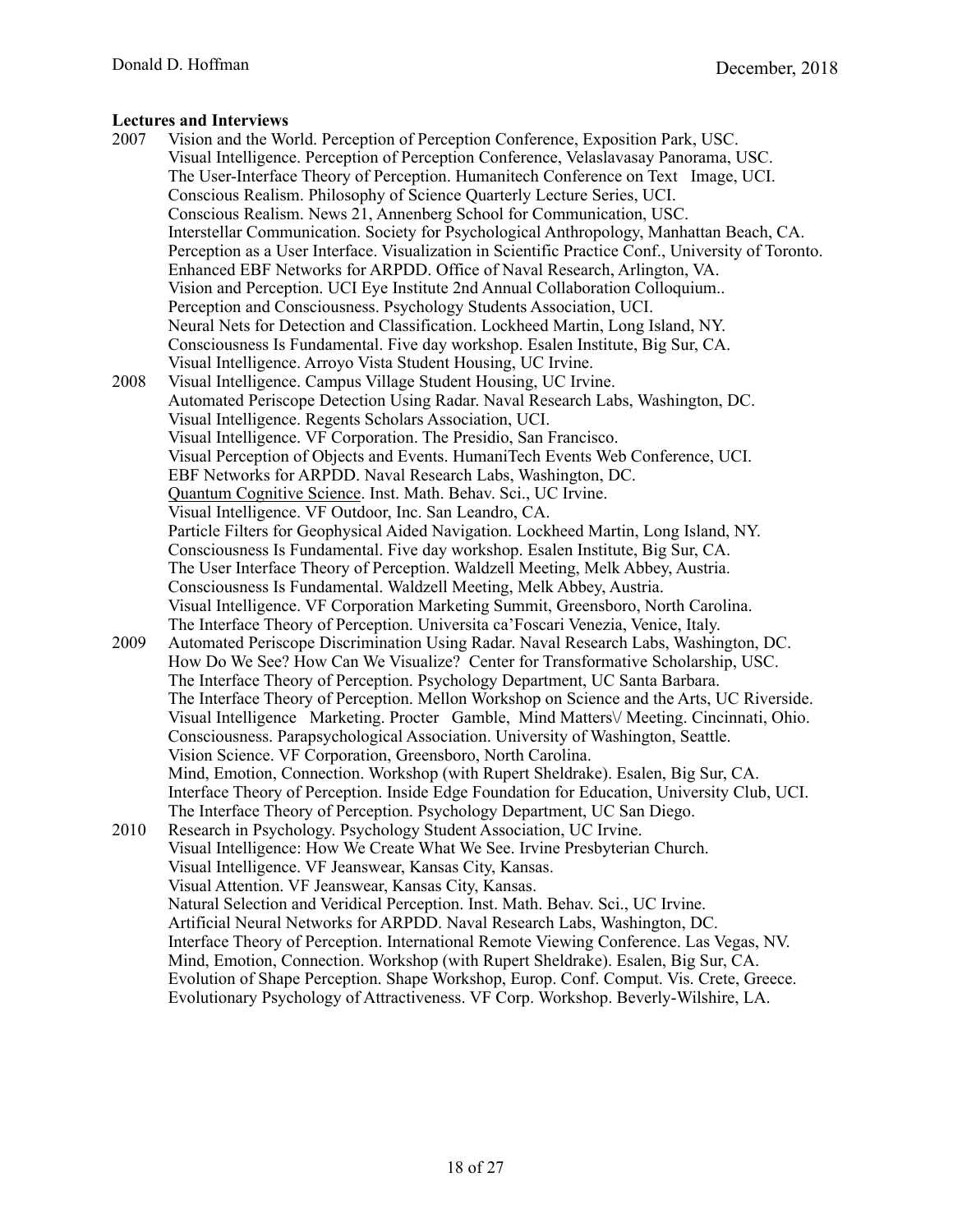**Lectures and Interviews**

2007 Vision and the World. Perception of Perception Conference, Exposition Park, USC.
Visual Intelligence. Perception of Perception Conference, Velaslavasay Panorama, USC.
The User-Interface Theory of Perception. Humanitech Conference on Text Image, UCI.
Conscious Realism. Philosophy of Science Quarterly Lecture Series, UCI.
Conscious Realism. News 21, Annenberg School for Communication, USC.
Interstellar Communication. Society for Psychological Anthropology, Manhattan Beach, CA.
Perception as a User Interface. Visualization in Scientific Practice Conf., University of Toronto.
Enhanced EBF Networks for ARPDD. Office of Naval Research, Arlington, VA.
Vision and Perception. UCI Eye Institute 2nd Annual Collaboration Colloquium..
Perception and Consciousness. Psychology Students Association, UCI.
Neural Nets for Detection and Classification. Lockheed Martin, Long Island, NY.
Consciousness Is Fundamental. Five day workshop. Esalen Institute, Big Sur, CA.
Visual Intelligence. Arroyo Vista Student Housing, UC Irvine.

2008 Visual Intelligence. Campus Village Student Housing, UC Irvine.
Automated Periscope Detection Using Radar. Naval Research Labs, Washington, DC.
Visual Intelligence. Regents Scholars Association, UCI.
Visual Intelligence. VF Corporation. The Presidio, San Francisco.
Visual Perception of Objects and Events. HumaniTech Events Web Conference, UCI.
EBF Networks for ARPDD. Naval Research Labs, Washington, DC.
Quantum Cognitive Science. Inst. Math. Behav. Sci., UC Irvine.
Visual Intelligence. VF Outdoor, Inc. San Leandro, CA.
Particle Filters for Geophysical Aided Navigation. Lockheed Martin, Long Island, NY.
Consciousness Is Fundamental. Five day workshop. Esalen Institute, Big Sur, CA.
The User Interface Theory of Perception. Waldzell Meeting, Melk Abbey, Austria.
Consciousness Is Fundamental. Waldzell Meeting, Melk Abbey, Austria.
Visual Intelligence. VF Corporation Marketing Summit, Greensboro, North Carolina.
The Interface Theory of Perception. Universita ca'Foscari Venezia, Venice, Italy.

2009 Automated Periscope Discrimination Using Radar. Naval Research Labs, Washington, DC.
How Do We See? How Can We Visualize? Center for Transformative Scholarship, USC.
The Interface Theory of Perception. Psychology Department, UC Santa Barbara.
The Interface Theory of Perception. Mellon Workshop on Science and the Arts, UC Riverside.
Visual Intelligence Marketing. Procter Gamble, Mind Matters\/ Meeting. Cincinnati, Ohio.
Consciousness. Parapsychological Association. University of Washington, Seattle.
Vision Science. VF Corporation, Greensboro, North Carolina.
Mind, Emotion, Connection. Workshop (with Rupert Sheldrake). Esalen, Big Sur, CA.
Interface Theory of Perception. Inside Edge Foundation for Education, University Club, UCI.
The Interface Theory of Perception. Psychology Department, UC San Diego.

2010 Research in Psychology. Psychology Student Association, UC Irvine.
Visual Intelligence: How We Create What We See. Irvine Presbyterian Church.
Visual Intelligence. VF Jeanswear, Kansas City, Kansas.
Visual Attention. VF Jeanswear, Kansas City, Kansas.
Natural Selection and Veridical Perception. Inst. Math. Behav. Sci., UC Irvine.
Artificial Neural Networks for ARPDD. Naval Research Labs, Washington, DC.
Interface Theory of Perception. International Remote Viewing Conference. Las Vegas, NV.
Mind, Emotion, Connection. Workshop (with Rupert Sheldrake). Esalen, Big Sur, CA.
Evolution of Shape Perception. Shape Workshop, Europ. Conf. Comput. Vis. Crete, Greece.
Evolutionary Psychology of Attractiveness. VF Corp. Workshop. Beverly-Wilshire, LA.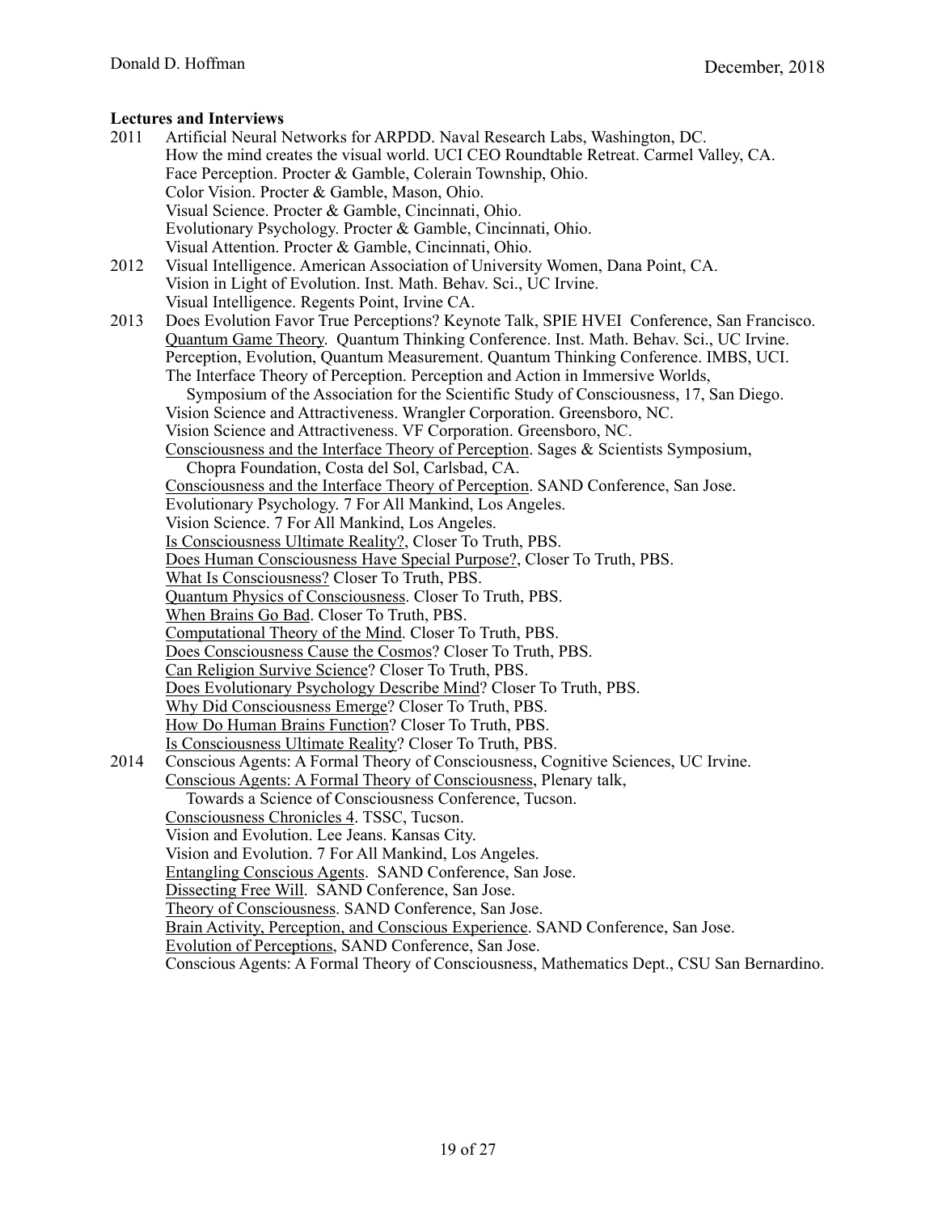**Lectures and Interviews**

2011 Artificial Neural Networks for ARPDD. Naval Research Labs, Washington, DC.
How the mind creates the visual world. UCI CEO Roundtable Retreat. Carmel Valley, CA.
Face Perception. Procter & Gamble, Colerain Township, Ohio.
Color Vision. Procter & Gamble, Mason, Ohio.
Visual Science. Procter & Gamble, Cincinnati, Ohio.
Evolutionary Psychology. Procter & Gamble, Cincinnati, Ohio.
Visual Attention. Procter & Gamble, Cincinnati, Ohio.

2012 Visual Intelligence. American Association of University Women, Dana Point, CA.
Vision in Light of Evolution. Inst. Math. Behav. Sci., UC Irvine.
Visual Intelligence. Regents Point, Irvine CA.

2013 Does Evolution Favor True Perceptions? Keynote Talk, SPIE HVEI Conference, San Francisco.
Quantum Game Theory. Quantum Thinking Conference. Inst. Math. Behav. Sci., UC Irvine.
Perception, Evolution, Quantum Measurement. Quantum Thinking Conference. IMBS, UCI.
The Interface Theory of Perception. Perception and Action in Immersive Worlds, Symposium of the Association for the Scientific Study of Consciousness, 17, San Diego.
Vision Science and Attractiveness. Wrangler Corporation. Greensboro, NC.
Vision Science and Attractiveness. VF Corporation. Greensboro, NC.
Consciousness and the Interface Theory of Perception. Sages & Scientists Symposium, Chopra Foundation, Costa del Sol, Carlsbad, CA.
Consciousness and the Interface Theory of Perception. SAND Conference, San Jose.
Evolutionary Psychology. 7 For All Mankind, Los Angeles.
Vision Science. 7 For All Mankind, Los Angeles.
Is Consciousness Ultimate Reality?, Closer To Truth, PBS.
Does Human Consciousness Have Special Purpose?, Closer To Truth, PBS.
What Is Consciousness? Closer To Truth, PBS.
Quantum Physics of Consciousness. Closer To Truth, PBS.
When Brains Go Bad. Closer To Truth, PBS.
Computational Theory of the Mind. Closer To Truth, PBS.
Does Consciousness Cause the Cosmos? Closer To Truth, PBS.
Can Religion Survive Science? Closer To Truth, PBS.
Does Evolutionary Psychology Describe Mind? Closer To Truth, PBS.
Why Did Consciousness Emerge? Closer To Truth, PBS.
How Do Human Brains Function? Closer To Truth, PBS.
Is Consciousness Ultimate Reality? Closer To Truth, PBS.

2014 Conscious Agents: A Formal Theory of Consciousness, Cognitive Sciences, UC Irvine.
Conscious Agents: A Formal Theory of Consciousness, Plenary talk, Towards a Science of Consciousness Conference, Tucson.
Consciousness Chronicles 4. TSSC, Tucson.
Vision and Evolution. Lee Jeans. Kansas City.
Vision and Evolution. 7 For All Mankind, Los Angeles.
Entangling Conscious Agents. SAND Conference, San Jose.
Dissecting Free Will. SAND Conference, San Jose.
Theory of Consciousness. SAND Conference, San Jose.
Brain Activity, Perception, and Conscious Experience. SAND Conference, San Jose.
Evolution of Perceptions, SAND Conference, San Jose.
Conscious Agents: A Formal Theory of Consciousness, Mathematics Dept., CSU San Bernardino.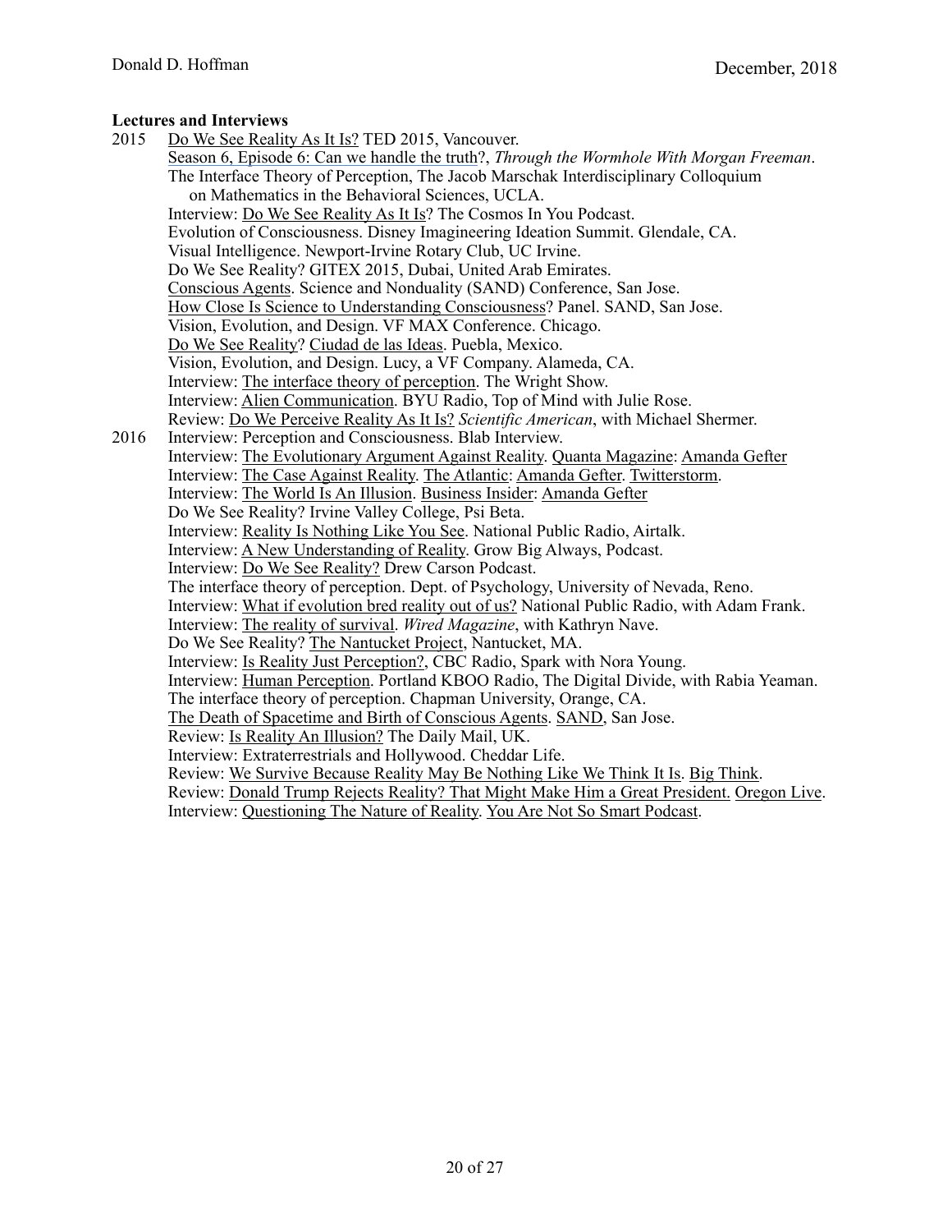**Lectures and Interviews**

2015 Do We See Reality As It Is? TED 2015, Vancouver.
Season 6, Episode 6: Can we handle the truth?, *Through the Wormhole With Morgan Freeman*.
The Interface Theory of Perception, The Jacob Marschak Interdisciplinary Colloquium on Mathematics in the Behavioral Sciences, UCLA.
Interview: Do We See Reality As It Is? The Cosmos In You Podcast.
Evolution of Consciousness. Disney Imagineering Ideation Summit. Glendale, CA.
Visual Intelligence. Newport-Irvine Rotary Club, UC Irvine.
Do We See Reality? GITEX 2015, Dubai, United Arab Emirates.
Conscious Agents. Science and Nonduality (SAND) Conference, San Jose.
How Close Is Science to Understanding Consciousness? Panel. SAND, San Jose.
Vision, Evolution, and Design. VF MAX Conference. Chicago.
Do We See Reality? Ciudad de las Ideas. Puebla, Mexico.
Vision, Evolution, and Design. Lucy, a VF Company. Alameda, CA.
Interview: The interface theory of perception. The Wright Show.
Interview: Alien Communication. BYU Radio, Top of Mind with Julie Rose.
Review: Do We Perceive Reality As It Is? *Scientific American*, with Michael Shermer.

2016 Interview: Perception and Consciousness. Blab Interview.
Interview: The Evolutionary Argument Against Reality. Quanta Magazine: Amanda Gefter
Interview: The Case Against Reality. The Atlantic: Amanda Gefter. Twitterstorm.
Interview: The World Is An Illusion. Business Insider: Amanda Gefter
Do We See Reality? Irvine Valley College, Psi Beta.
Interview: Reality Is Nothing Like You See. National Public Radio, Airtalk.
Interview: A New Understanding of Reality. Grow Big Always, Podcast.
Interview: Do We See Reality? Drew Carson Podcast.
The interface theory of perception. Dept. of Psychology, University of Nevada, Reno.
Interview: What if evolution bred reality out of us? National Public Radio, with Adam Frank.
Interview: The reality of survival. *Wired Magazine*, with Kathryn Nave.
Do We See Reality? The Nantucket Project, Nantucket, MA.
Interview: Is Reality Just Perception?, CBC Radio, Spark with Nora Young.
Interview: Human Perception. Portland KBOO Radio, The Digital Divide, with Rabia Yeaman.
The interface theory of perception. Chapman University, Orange, CA.
The Death of Spacetime and Birth of Conscious Agents. SAND, San Jose.
Review: Is Reality An Illusion? The Daily Mail, UK.
Interview: Extraterrestrials and Hollywood. Cheddar Life.
Review: We Survive Because Reality May Be Nothing Like We Think It Is. Big Think.
Review: Donald Trump Rejects Reality? That Might Make Him a Great President. Oregon Live.
Interview: Questioning The Nature of Reality. You Are Not So Smart Podcast.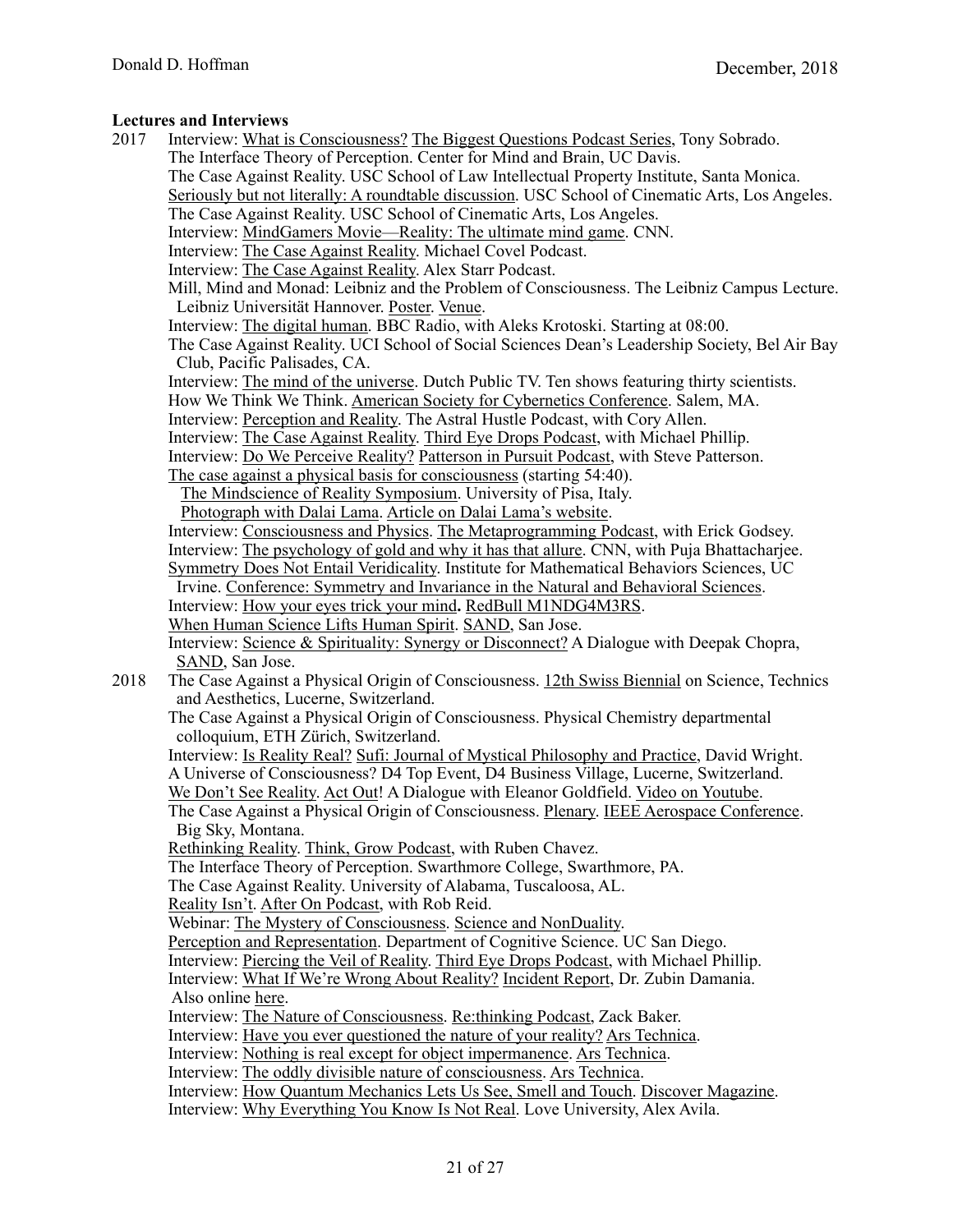**Lectures and Interviews**

2017 Interview: What is Consciousness? The Biggest Questions Podcast Series, Tony Sobrado.
The Interface Theory of Perception. Center for Mind and Brain, UC Davis.
The Case Against Reality. USC School of Law Intellectual Property Institute, Santa Monica.
Seriously but not literally: A roundtable discussion. USC School of Cinematic Arts, Los Angeles.
The Case Against Reality. USC School of Cinematic Arts, Los Angeles.
Interview: MindGamers Movie—Reality: The ultimate mind game. CNN.
Interview: The Case Against Reality. Michael Covel Podcast.
Interview: The Case Against Reality. Alex Starr Podcast.
Mill, Mind and Monad: Leibniz and the Problem of Consciousness. The Leibniz Campus Lecture. Leibniz Universität Hannover. Poster. Venue.
Interview: The digital human. BBC Radio, with Aleks Krotoski. Starting at 08:00.
The Case Against Reality. UCI School of Social Sciences Dean's Leadership Society, Bel Air Bay Club, Pacific Palisades, CA.
Interview: The mind of the universe. Dutch Public TV. Ten shows featuring thirty scientists.
How We Think We Think. American Society for Cybernetics Conference. Salem, MA.
Interview: Perception and Reality. The Astral Hustle Podcast, with Cory Allen.
Interview: The Case Against Reality. Third Eye Drops Podcast, with Michael Phillip.
Interview: Do We Perceive Reality? Patterson in Pursuit Podcast, with Steve Patterson.
The case against a physical basis for consciousness (starting 54:40).
The Mindscience of Reality Symposium. University of Pisa, Italy.
Photograph with Dalai Lama. Article on Dalai Lama's website.
Interview: Consciousness and Physics. The Metaprogramming Podcast, with Erick Godsey.
Interview: The psychology of gold and why it has that allure. CNN, with Puja Bhattacharjee.
Symmetry Does Not Entail Veridicality. Institute for Mathematical Behaviors Sciences, UC Irvine. Conference: Symmetry and Invariance in the Natural and Behavioral Sciences.
Interview: How your eyes trick your mind**.** RedBull M1NDG4M3RS.
When Human Science Lifts Human Spirit. SAND, San Jose.
Interview: Science & Spirituality: Synergy or Disconnect? A Dialogue with Deepak Chopra, SAND, San Jose.

2018 The Case Against a Physical Origin of Consciousness. 12th Swiss Biennial on Science, Technics and Aesthetics, Lucerne, Switzerland.
The Case Against a Physical Origin of Consciousness. Physical Chemistry departmental colloquium, ETH Zürich, Switzerland.
Interview: Is Reality Real? Sufi: Journal of Mystical Philosophy and Practice, David Wright.
A Universe of Consciousness? D4 Top Event, D4 Business Village, Lucerne, Switzerland.
We Don't See Reality. Act Out! A Dialogue with Eleanor Goldfield. Video on Youtube.
The Case Against a Physical Origin of Consciousness. Plenary. IEEE Aerospace Conference. Big Sky, Montana.
Rethinking Reality. Think, Grow Podcast, with Ruben Chavez.
The Interface Theory of Perception. Swarthmore College, Swarthmore, PA.
The Case Against Reality. University of Alabama, Tuscaloosa, AL.
Reality Isn't. After On Podcast, with Rob Reid.
Webinar: The Mystery of Consciousness. Science and NonDuality.
Perception and Representation. Department of Cognitive Science. UC San Diego.
Interview: Piercing the Veil of Reality. Third Eye Drops Podcast, with Michael Phillip.
Interview: What If We're Wrong About Reality? Incident Report, Dr. Zubin Damania. Also online here.
Interview: The Nature of Consciousness. Re:thinking Podcast, Zack Baker.
Interview: Have you ever questioned the nature of your reality? Ars Technica.
Interview: Nothing is real except for object impermanence. Ars Technica.
Interview: The oddly divisible nature of consciousness. Ars Technica.
Interview: How Quantum Mechanics Lets Us See, Smell and Touch. Discover Magazine.
Interview: Why Everything You Know Is Not Real. Love University, Alex Avila.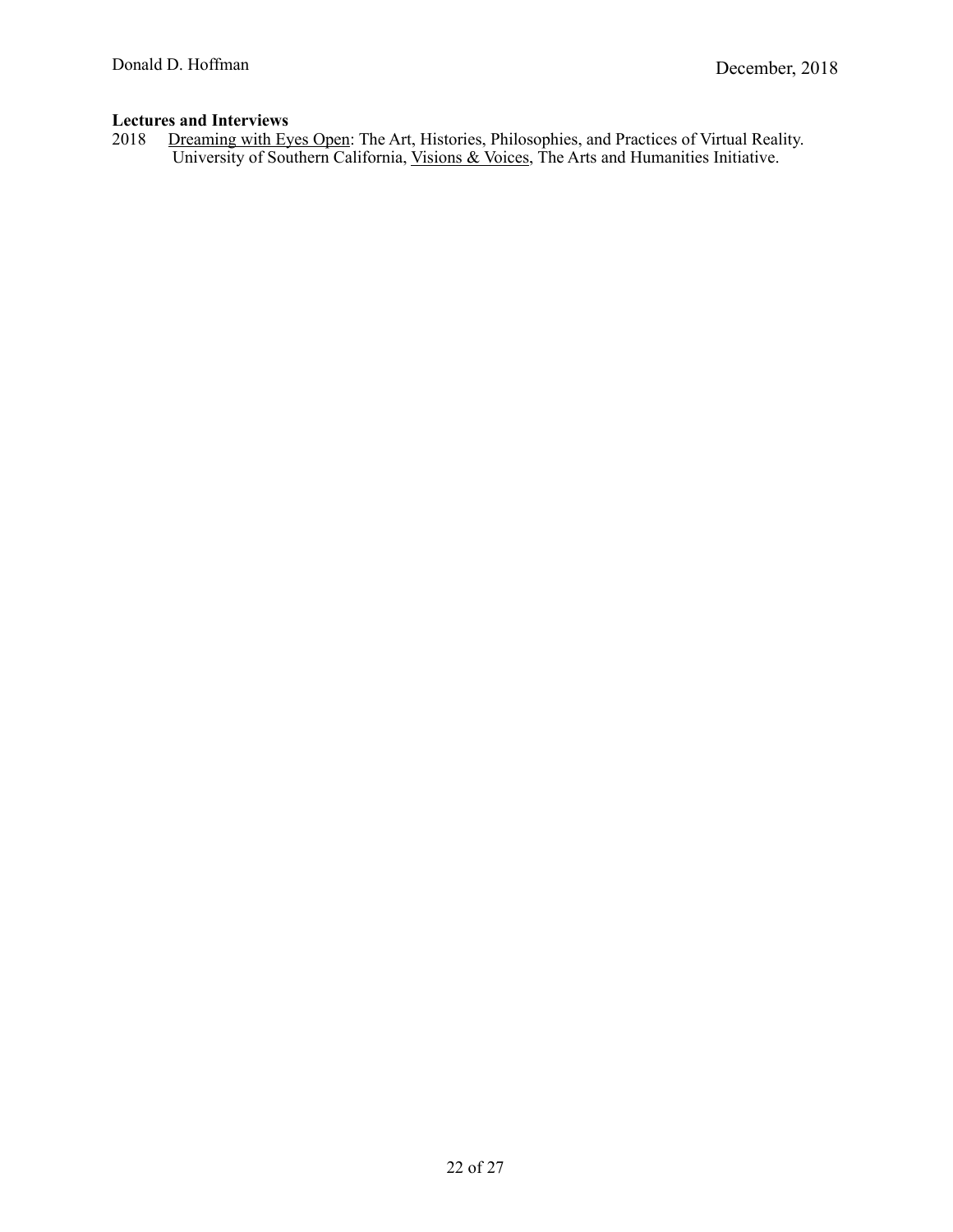**Lectures and Interviews**

2018 Dreaming with Eyes Open: The Art, Histories, Philosophies, and Practices of Virtual Reality. University of Southern California, Visions & Voices, The Arts and Humanities Initiative.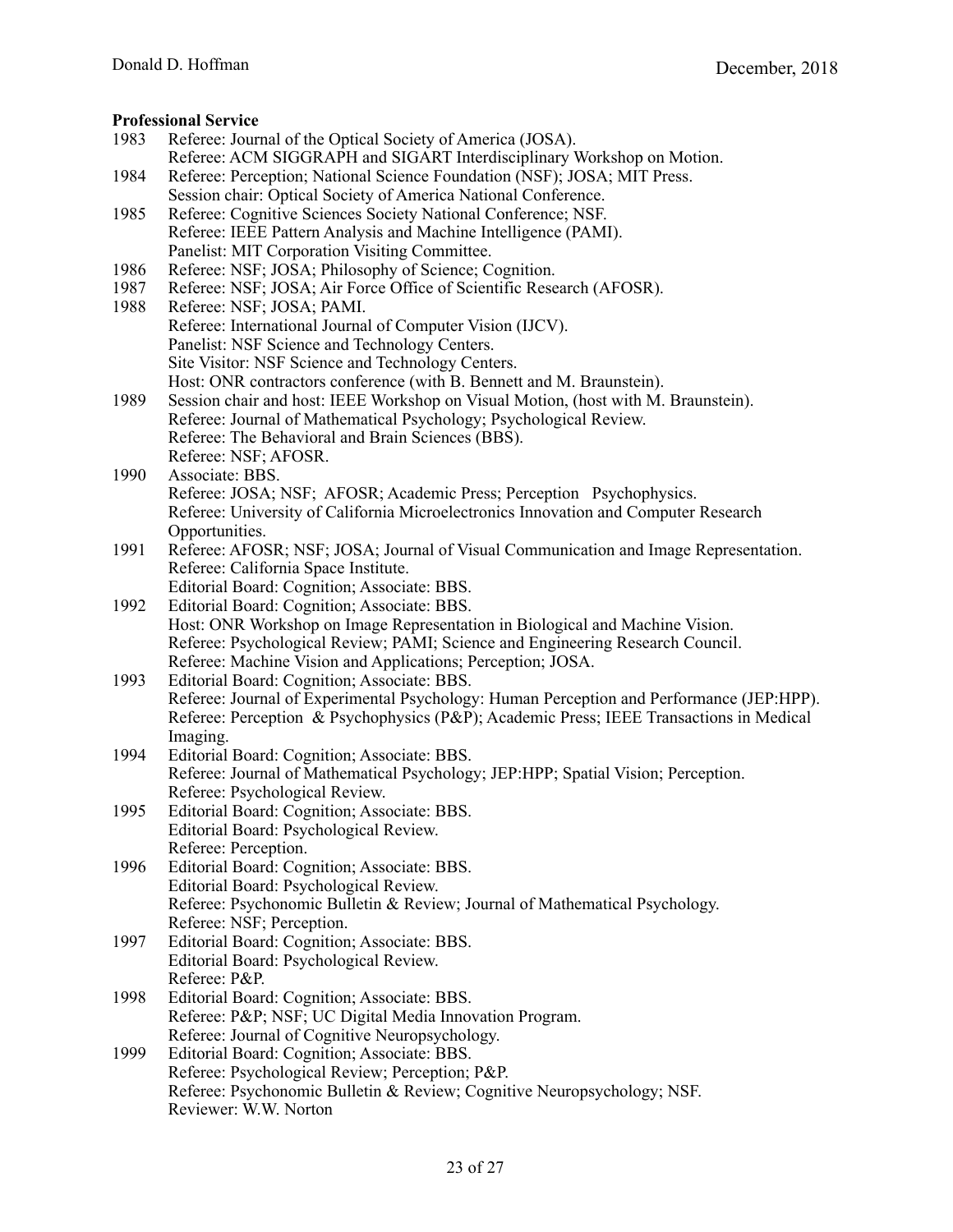**Professional Service**

1983 Referee: Journal of the Optical Society of America (JOSA).
Referee: ACM SIGGRAPH and SIGART Interdisciplinary Workshop on Motion.

1984 Referee: Perception; National Science Foundation (NSF); JOSA; MIT Press.
Session chair: Optical Society of America National Conference.

1985 Referee: Cognitive Sciences Society National Conference; NSF.
Referee: IEEE Pattern Analysis and Machine Intelligence (PAMI).
Panelist: MIT Corporation Visiting Committee.

1986 Referee: NSF; JOSA; Philosophy of Science; Cognition.

1987 Referee: NSF; JOSA; Air Force Office of Scientific Research (AFOSR).

1988 Referee: NSF; JOSA; PAMI.
Referee: International Journal of Computer Vision (IJCV).
Panelist: NSF Science and Technology Centers.
Site Visitor: NSF Science and Technology Centers.
Host: ONR contractors conference (with B. Bennett and M. Braunstein).

1989 Session chair and host: IEEE Workshop on Visual Motion, (host with M. Braunstein).
Referee: Journal of Mathematical Psychology; Psychological Review.
Referee: The Behavioral and Brain Sciences (BBS).
Referee: NSF; AFOSR.

1990 Associate: BBS.
Referee: JOSA; NSF; AFOSR; Academic Press; Perception Psychophysics.
Referee: University of California Microelectronics Innovation and Computer Research Opportunities.

1991 Referee: AFOSR; NSF; JOSA; Journal of Visual Communication and Image Representation.
Referee: California Space Institute.
Editorial Board: Cognition; Associate: BBS.

1992 Editorial Board: Cognition; Associate: BBS.
Host: ONR Workshop on Image Representation in Biological and Machine Vision.
Referee: Psychological Review; PAMI; Science and Engineering Research Council.
Referee: Machine Vision and Applications; Perception; JOSA.

1993 Editorial Board: Cognition; Associate: BBS.
Referee: Journal of Experimental Psychology: Human Perception and Performance (JEP:HPP).
Referee: Perception & Psychophysics (P&P); Academic Press; IEEE Transactions in Medical Imaging.

1994 Editorial Board: Cognition; Associate: BBS.
Referee: Journal of Mathematical Psychology; JEP:HPP; Spatial Vision; Perception.
Referee: Psychological Review.

1995 Editorial Board: Cognition; Associate: BBS.
Editorial Board: Psychological Review.
Referee: Perception.

1996 Editorial Board: Cognition; Associate: BBS.
Editorial Board: Psychological Review.
Referee: Psychonomic Bulletin & Review; Journal of Mathematical Psychology.
Referee: NSF; Perception.

1997 Editorial Board: Cognition; Associate: BBS.
Editorial Board: Psychological Review.
Referee: P&P.

1998 Editorial Board: Cognition; Associate: BBS.
Referee: P&P; NSF; UC Digital Media Innovation Program.
Referee: Journal of Cognitive Neuropsychology.

1999 Editorial Board: Cognition; Associate: BBS.
Referee: Psychological Review; Perception; P&P.
Referee: Psychonomic Bulletin & Review; Cognitive Neuropsychology; NSF.
Reviewer: W.W. Norton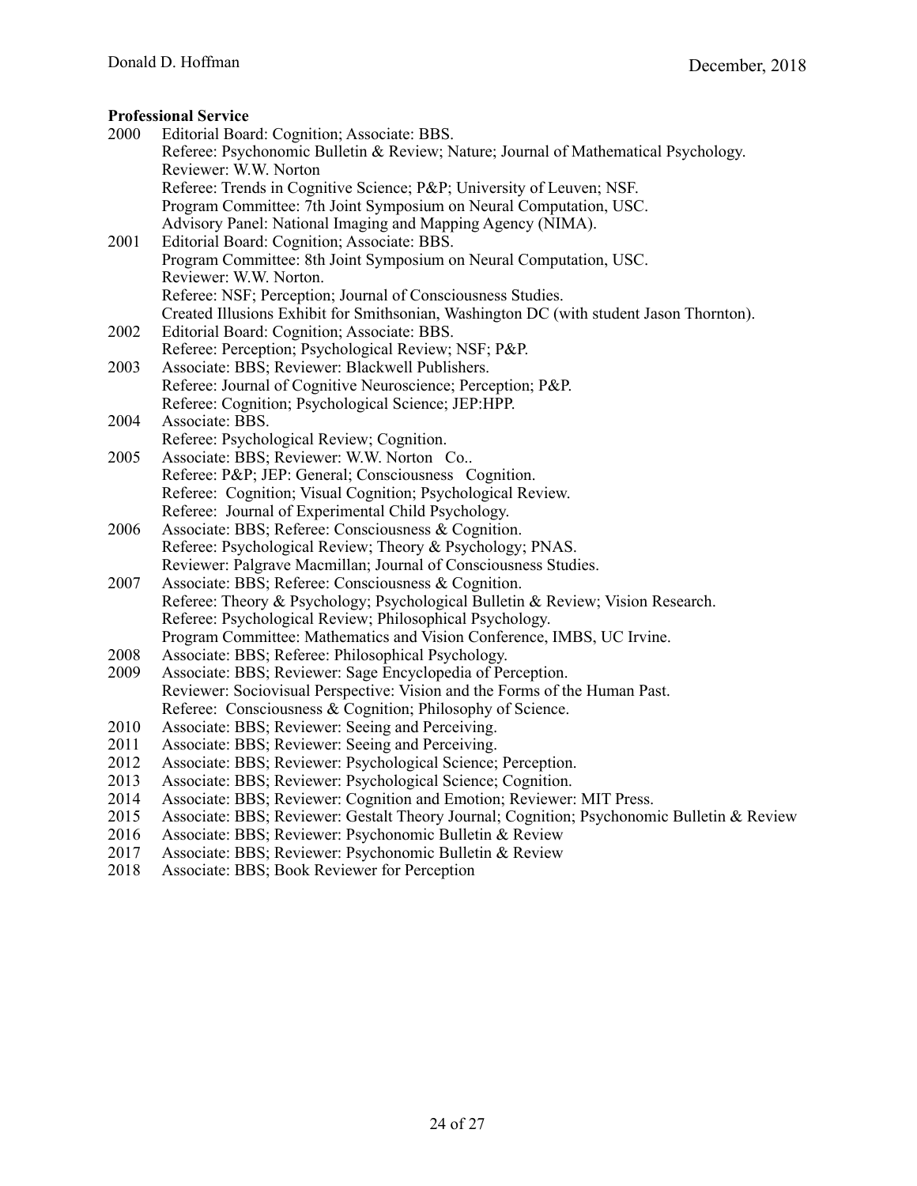**Professional Service**

2000 Editorial Board: Cognition; Associate: BBS.
Referee: Psychonomic Bulletin & Review; Nature; Journal of Mathematical Psychology.
Reviewer: W.W. Norton
Referee: Trends in Cognitive Science; P&P; University of Leuven; NSF.
Program Committee: 7th Joint Symposium on Neural Computation, USC.
Advisory Panel: National Imaging and Mapping Agency (NIMA).

2001 Editorial Board: Cognition; Associate: BBS.
Program Committee: 8th Joint Symposium on Neural Computation, USC.
Reviewer: W.W. Norton.
Referee: NSF; Perception; Journal of Consciousness Studies.
Created Illusions Exhibit for Smithsonian, Washington DC (with student Jason Thornton).

2002 Editorial Board: Cognition; Associate: BBS.
Referee: Perception; Psychological Review; NSF; P&P.

2003 Associate: BBS; Reviewer: Blackwell Publishers.
Referee: Journal of Cognitive Neuroscience; Perception; P&P.
Referee: Cognition; Psychological Science; JEP:HPP.

2004 Associate: BBS.
Referee: Psychological Review; Cognition.

2005 Associate: BBS; Reviewer: W.W. Norton Co..
Referee: P&P; JEP: General; Consciousness Cognition.
Referee: Cognition; Visual Cognition; Psychological Review.
Referee: Journal of Experimental Child Psychology.

2006 Associate: BBS; Referee: Consciousness & Cognition.
Referee: Psychological Review; Theory & Psychology; PNAS.
Reviewer: Palgrave Macmillan; Journal of Consciousness Studies.

2007 Associate: BBS; Referee: Consciousness & Cognition.
Referee: Theory & Psychology; Psychological Bulletin & Review; Vision Research.
Referee: Psychological Review; Philosophical Psychology.
Program Committee: Mathematics and Vision Conference, IMBS, UC Irvine.

2008 Associate: BBS; Referee: Philosophical Psychology.

2009 Associate: BBS; Reviewer: Sage Encyclopedia of Perception.
Reviewer: Sociovisual Perspective: Vision and the Forms of the Human Past.
Referee: Consciousness & Cognition; Philosophy of Science.

2010 Associate: BBS; Reviewer: Seeing and Perceiving.

2011 Associate: BBS; Reviewer: Seeing and Perceiving.

2012 Associate: BBS; Reviewer: Psychological Science; Perception.

2013 Associate: BBS; Reviewer: Psychological Science; Cognition.

2014 Associate: BBS; Reviewer: Cognition and Emotion; Reviewer: MIT Press.

2015 Associate: BBS; Reviewer: Gestalt Theory Journal; Cognition; Psychonomic Bulletin & Review

2016 Associate: BBS; Reviewer: Psychonomic Bulletin & Review

2017 Associate: BBS; Reviewer: Psychonomic Bulletin & Review

2018 Associate: BBS; Book Reviewer for Perception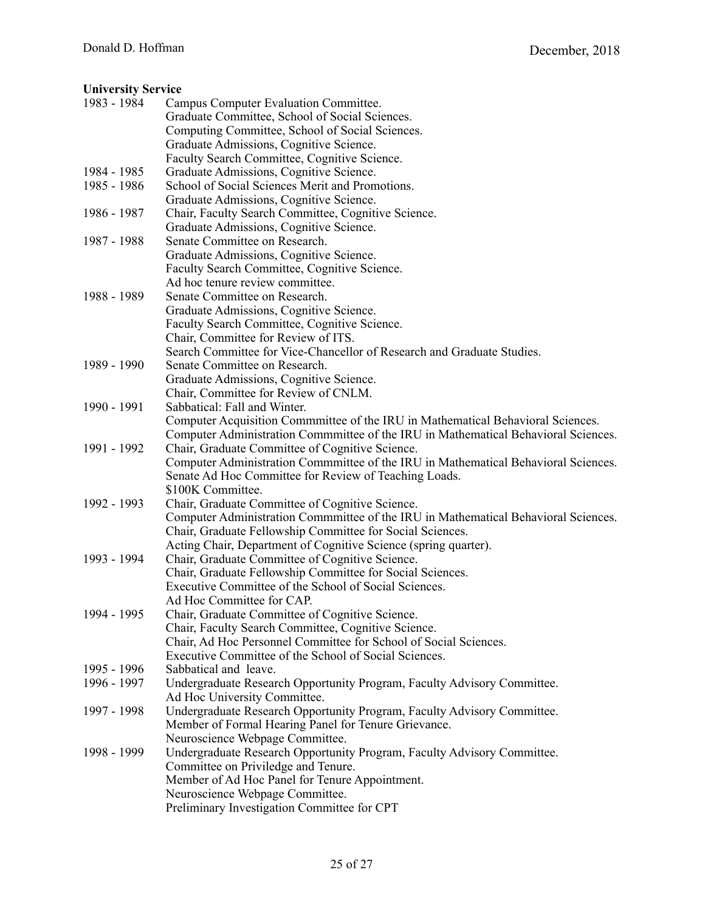**University Service**

| | |
|---|---|
| 1983 - 1984 | Campus Computer Evaluation Committee. |
| | Graduate Committee, School of Social Sciences. |
| | Computing Committee, School of Social Sciences. |
| | Graduate Admissions, Cognitive Science. |
| | Faculty Search Committee, Cognitive Science. |
| 1984 - 1985 | Graduate Admissions, Cognitive Science. |
| 1985 - 1986 | School of Social Sciences Merit and Promotions. |
| | Graduate Admissions, Cognitive Science. |
| 1986 - 1987 | Chair, Faculty Search Committee, Cognitive Science. |
| | Graduate Admissions, Cognitive Science. |
| 1987 - 1988 | Senate Committee on Research. |
| | Graduate Admissions, Cognitive Science. |
| | Faculty Search Committee, Cognitive Science. |
| | Ad hoc tenure review committee. |
| 1988 - 1989 | Senate Committee on Research. |
| | Graduate Admissions, Cognitive Science. |
| | Faculty Search Committee, Cognitive Science. |
| | Chair, Committee for Review of ITS. |
| | Search Committee for Vice-Chancellor of Research and Graduate Studies. |
| 1989 - 1990 | Senate Committee on Research. |
| | Graduate Admissions, Cognitive Science. |
| | Chair, Committee for Review of CNLM. |
| 1990 - 1991 | Sabbatical: Fall and Winter. |
| | Computer Acquisition Commmittee of the IRU in Mathematical Behavioral Sciences. |
| | Computer Administration Commmittee of the IRU in Mathematical Behavioral Sciences. |
| 1991 - 1992 | Chair, Graduate Committee of Cognitive Science. |
| | Computer Administration Commmittee of the IRU in Mathematical Behavioral Sciences. |
| | Senate Ad Hoc Committee for Review of Teaching Loads. |
| | $100K Committee. |
| 1992 - 1993 | Chair, Graduate Committee of Cognitive Science. |
| | Computer Administration Commmittee of the IRU in Mathematical Behavioral Sciences. |
| | Chair, Graduate Fellowship Committee for Social Sciences. |
| | Acting Chair, Department of Cognitive Science (spring quarter). |
| 1993 - 1994 | Chair, Graduate Committee of Cognitive Science. |
| | Chair, Graduate Fellowship Committee for Social Sciences. |
| | Executive Committee of the School of Social Sciences. |
| | Ad Hoc Committee for CAP. |
| 1994 - 1995 | Chair, Graduate Committee of Cognitive Science. |
| | Chair, Faculty Search Committee, Cognitive Science. |
| | Chair, Ad Hoc Personnel Committee for School of Social Sciences. |
| | Executive Committee of the School of Social Sciences. |
| 1995 - 1996 | Sabbatical and leave. |
| 1996 - 1997 | Undergraduate Research Opportunity Program, Faculty Advisory Committee. |
| | Ad Hoc University Committee. |
| 1997 - 1998 | Undergraduate Research Opportunity Program, Faculty Advisory Committee. |
| | Member of Formal Hearing Panel for Tenure Grievance. |
| | Neuroscience Webpage Committee. |
| 1998 - 1999 | Undergraduate Research Opportunity Program, Faculty Advisory Committee. |
| | Committee on Priviledge and Tenure. |
| | Member of Ad Hoc Panel for Tenure Appointment. |
| | Neuroscience Webpage Committee. |
| | Preliminary Investigation Committee for CPT |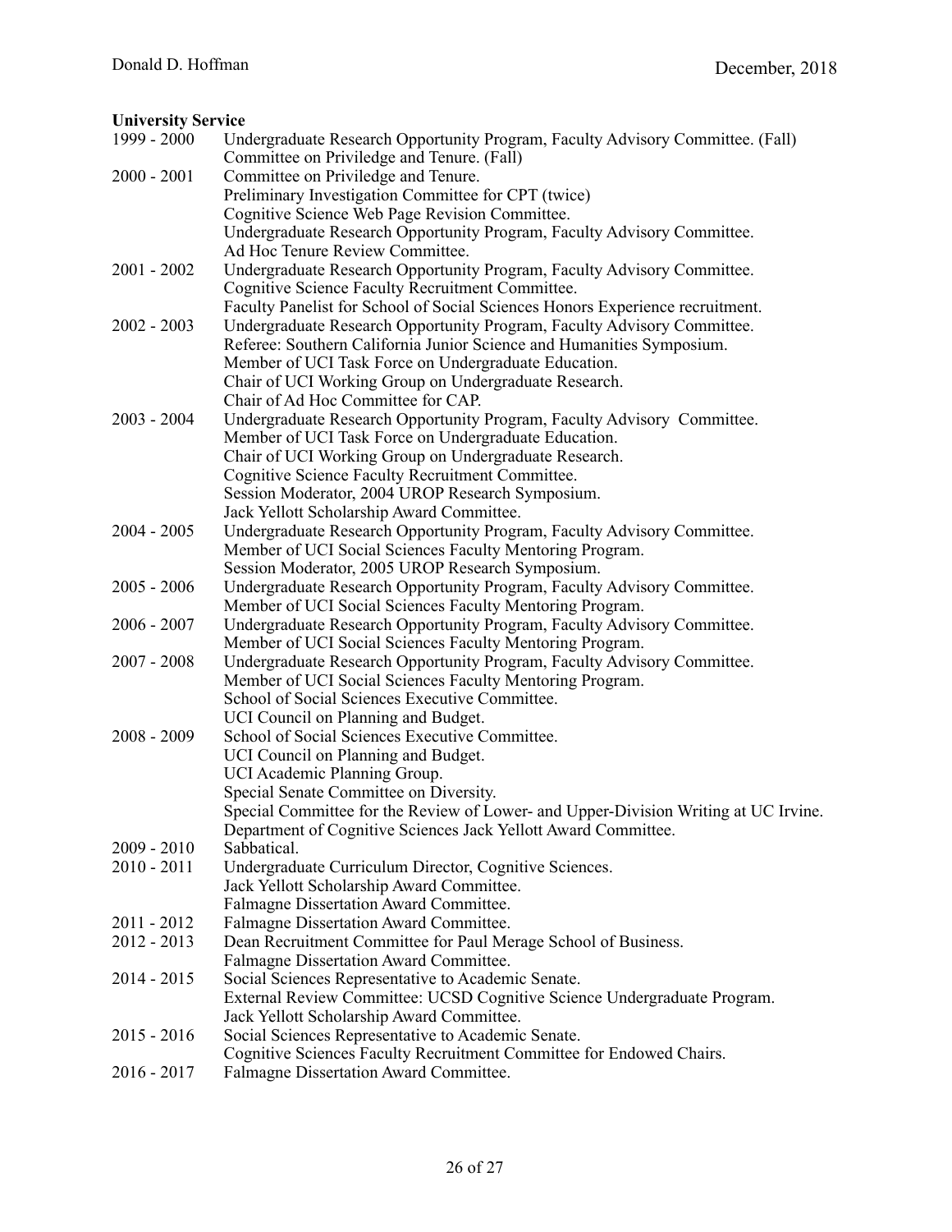**University Service**

| | |
|---|---|
| 1999 - 2000 | Undergraduate Research Opportunity Program, Faculty Advisory Committee. (Fall) |
| | Committee on Priviledge and Tenure. (Fall) |
| 2000 - 2001 | Committee on Priviledge and Tenure. |
| | Preliminary Investigation Committee for CPT (twice) |
| | Cognitive Science Web Page Revision Committee. |
| | Undergraduate Research Opportunity Program, Faculty Advisory Committee. |
| | Ad Hoc Tenure Review Committee. |
| 2001 - 2002 | Undergraduate Research Opportunity Program, Faculty Advisory Committee. |
| | Cognitive Science Faculty Recruitment Committee. |
| | Faculty Panelist for School of Social Sciences Honors Experience recruitment. |
| 2002 - 2003 | Undergraduate Research Opportunity Program, Faculty Advisory Committee. |
| | Referee: Southern California Junior Science and Humanities Symposium. |
| | Member of UCI Task Force on Undergraduate Education. |
| | Chair of UCI Working Group on Undergraduate Research. |
| | Chair of Ad Hoc Committee for CAP. |
| 2003 - 2004 | Undergraduate Research Opportunity Program, Faculty Advisory Committee. |
| | Member of UCI Task Force on Undergraduate Education. |
| | Chair of UCI Working Group on Undergraduate Research. |
| | Cognitive Science Faculty Recruitment Committee. |
| | Session Moderator, 2004 UROP Research Symposium. |
| | Jack Yellott Scholarship Award Committee. |
| 2004 - 2005 | Undergraduate Research Opportunity Program, Faculty Advisory Committee. |
| | Member of UCI Social Sciences Faculty Mentoring Program. |
| | Session Moderator, 2005 UROP Research Symposium. |
| 2005 - 2006 | Undergraduate Research Opportunity Program, Faculty Advisory Committee. |
| | Member of UCI Social Sciences Faculty Mentoring Program. |
| 2006 - 2007 | Undergraduate Research Opportunity Program, Faculty Advisory Committee. |
| | Member of UCI Social Sciences Faculty Mentoring Program. |
| 2007 - 2008 | Undergraduate Research Opportunity Program, Faculty Advisory Committee. |
| | Member of UCI Social Sciences Faculty Mentoring Program. |
| | School of Social Sciences Executive Committee. |
| | UCI Council on Planning and Budget. |
| 2008 - 2009 | School of Social Sciences Executive Committee. |
| | UCI Council on Planning and Budget. |
| | UCI Academic Planning Group. |
| | Special Senate Committee on Diversity. |
| | Special Committee for the Review of Lower- and Upper-Division Writing at UC Irvine. |
| | Department of Cognitive Sciences Jack Yellott Award Committee. |
| 2009 - 2010 | Sabbatical. |
| 2010 - 2011 | Undergraduate Curriculum Director, Cognitive Sciences. |
| | Jack Yellott Scholarship Award Committee. |
| | Falmagne Dissertation Award Committee. |
| 2011 - 2012 | Falmagne Dissertation Award Committee. |
| 2012 - 2013 | Dean Recruitment Committee for Paul Merage School of Business. |
| | Falmagne Dissertation Award Committee. |
| 2014 - 2015 | Social Sciences Representative to Academic Senate. |
| | External Review Committee: UCSD Cognitive Science Undergraduate Program. |
| | Jack Yellott Scholarship Award Committee. |
| 2015 - 2016 | Social Sciences Representative to Academic Senate. |
| | Cognitive Sciences Faculty Recruitment Committee for Endowed Chairs. |
| 2016 - 2017 | Falmagne Dissertation Award Committee. |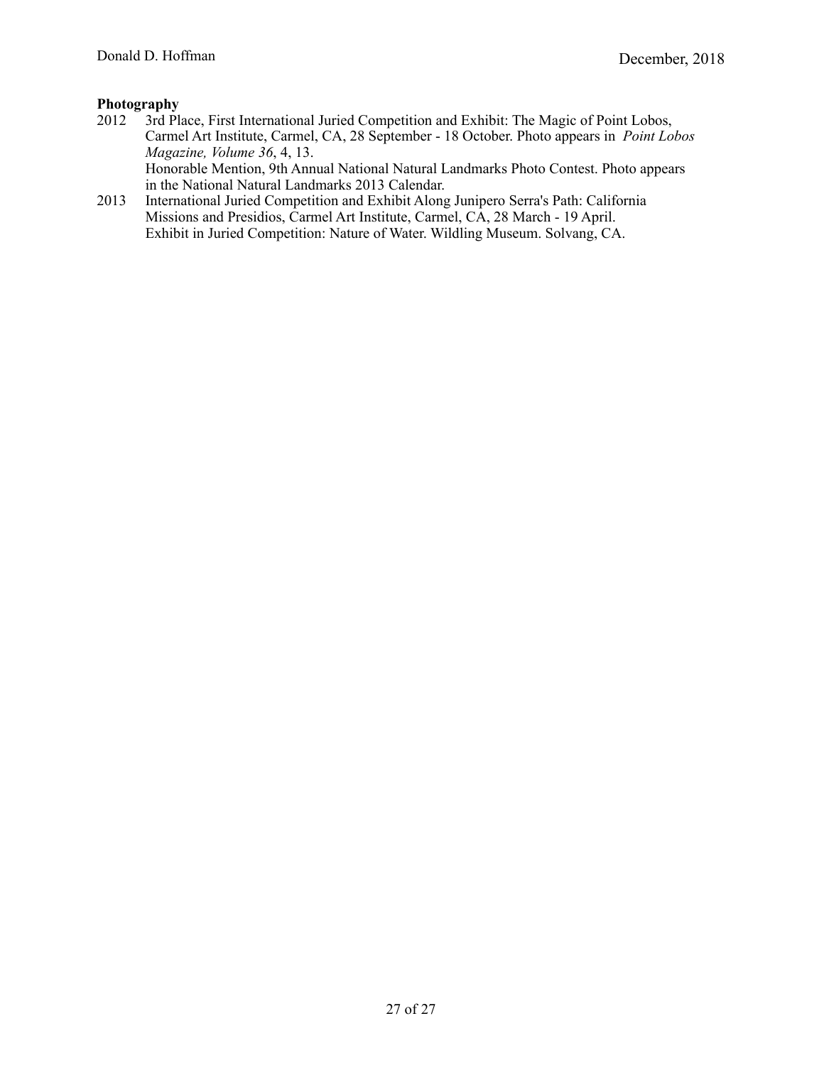**Photography**

2012 3rd Place, First International Juried Competition and Exhibit: The Magic of Point Lobos, Carmel Art Institute, Carmel, CA, 28 September - 18 October. Photo appears in *Point Lobos Magazine, Volume 36*, 4, 13.
Honorable Mention, 9th Annual National Natural Landmarks Photo Contest. Photo appears in the National Natural Landmarks 2013 Calendar.

2013 International Juried Competition and Exhibit Along Junipero Serra's Path: California Missions and Presidios, Carmel Art Institute, Carmel, CA, 28 March - 19 April.
Exhibit in Juried Competition: Nature of Water. Wildling Museum. Solvang, CA.